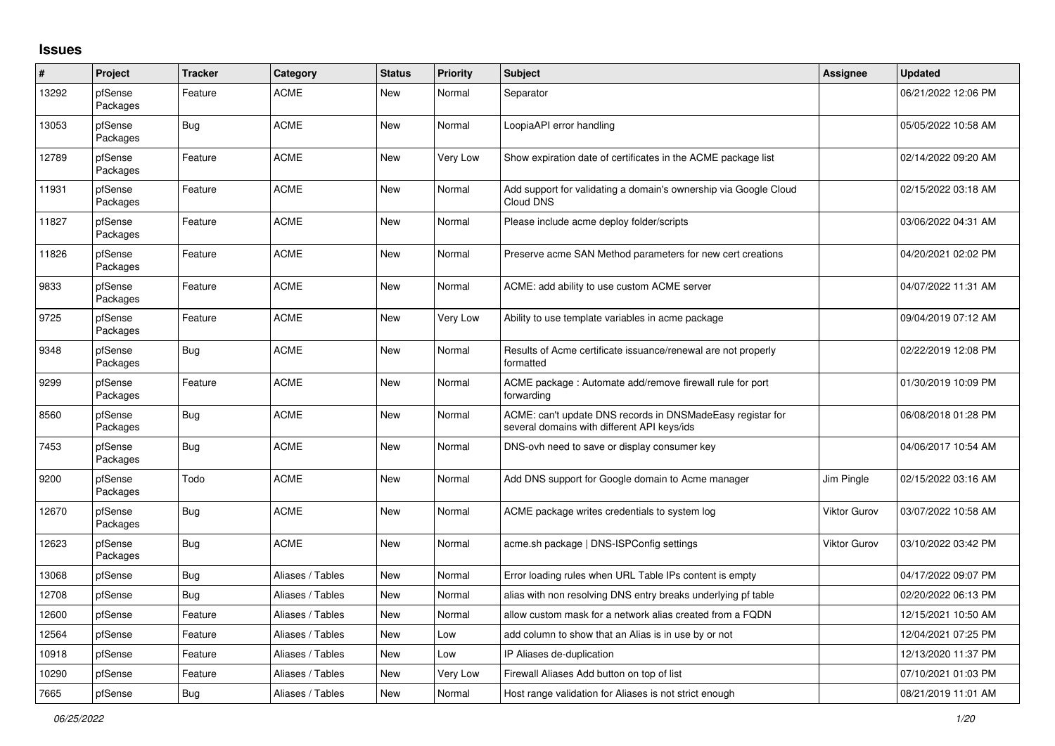## Issues

| # | Project | Tracker | Category | Status | Priority | Subject | Assignee | Updated |
|---|---|---|---|---|---|---|---|---|
| 13292 | pfSense Packages | Feature | ACME | New | Normal | Separator | | 06/21/2022 12:06 PM |
| 13053 | pfSense Packages | Bug | ACME | New | Normal | LoopiaAPI error handling | | 05/05/2022 10:58 AM |
| 12789 | pfSense Packages | Feature | ACME | New | Very Low | Show expiration date of certificates in the ACME package list | | 02/14/2022 09:20 AM |
| 11931 | pfSense Packages | Feature | ACME | New | Normal | Add support for validating a domain's ownership via Google Cloud Cloud DNS | | 02/15/2022 03:18 AM |
| 11827 | pfSense Packages | Feature | ACME | New | Normal | Please include acme deploy folder/scripts | | 03/06/2022 04:31 AM |
| 11826 | pfSense Packages | Feature | ACME | New | Normal | Preserve acme SAN Method parameters for new cert creations | | 04/20/2021 02:02 PM |
| 9833 | pfSense Packages | Feature | ACME | New | Normal | ACME: add ability to use custom ACME server | | 04/07/2022 11:31 AM |
| 9725 | pfSense Packages | Feature | ACME | New | Very Low | Ability to use template variables in acme package | | 09/04/2019 07:12 AM |
| 9348 | pfSense Packages | Bug | ACME | New | Normal | Results of Acme certificate issuance/renewal are not properly formatted | | 02/22/2019 12:08 PM |
| 9299 | pfSense Packages | Feature | ACME | New | Normal | ACME package : Automate add/remove firewall rule for port forwarding | | 01/30/2019 10:09 PM |
| 8560 | pfSense Packages | Bug | ACME | New | Normal | ACME: can't update DNS records in DNSMadeEasy registar for several domains with different API keys/ids | | 06/08/2018 01:28 PM |
| 7453 | pfSense Packages | Bug | ACME | New | Normal | DNS-ovh need to save or display consumer key | | 04/06/2017 10:54 AM |
| 9200 | pfSense Packages | Todo | ACME | New | Normal | Add DNS support for Google domain to Acme manager | Jim Pingle | 02/15/2022 03:16 AM |
| 12670 | pfSense Packages | Bug | ACME | New | Normal | ACME package writes credentials to system log | Viktor Gurov | 03/07/2022 10:58 AM |
| 12623 | pfSense Packages | Bug | ACME | New | Normal | acme.sh package \| DNS-ISPConfig settings | Viktor Gurov | 03/10/2022 03:42 PM |
| 13068 | pfSense | Bug | Aliases / Tables | New | Normal | Error loading rules when URL Table IPs content is empty | | 04/17/2022 09:07 PM |
| 12708 | pfSense | Bug | Aliases / Tables | New | Normal | alias with non resolving DNS entry breaks underlying pf table | | 02/20/2022 06:13 PM |
| 12600 | pfSense | Feature | Aliases / Tables | New | Normal | allow custom mask for a network alias created from a FQDN | | 12/15/2021 10:50 AM |
| 12564 | pfSense | Feature | Aliases / Tables | New | Low | add column to show that an Alias is in use by or not | | 12/04/2021 07:25 PM |
| 10918 | pfSense | Feature | Aliases / Tables | New | Low | IP Aliases de-duplication | | 12/13/2020 11:37 PM |
| 10290 | pfSense | Feature | Aliases / Tables | New | Very Low | Firewall Aliases Add button on top of list | | 07/10/2021 01:03 PM |
| 7665 | pfSense | Bug | Aliases / Tables | New | Normal | Host range validation for Aliases is not strict enough | | 08/21/2019 11:01 AM |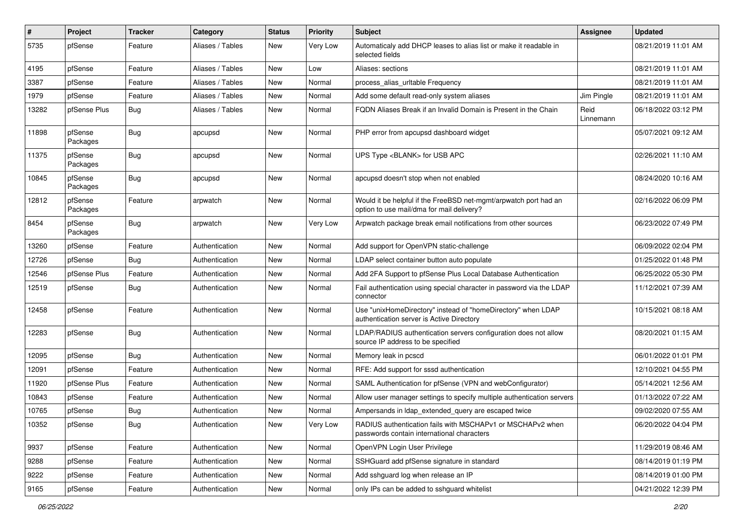| # | Project | Tracker | Category | Status | Priority | Subject | Assignee | Updated |
|---|---|---|---|---|---|---|---|---|
| 5735 | pfSense | Feature | Aliases / Tables | New | Very Low | Automaticaly add DHCP leases to alias list or make it readable in selected fields | | 08/21/2019 11:01 AM |
| 4195 | pfSense | Feature | Aliases / Tables | New | Low | Aliases: sections | | 08/21/2019 11:01 AM |
| 3387 | pfSense | Feature | Aliases / Tables | New | Normal | process_alias_urltable Frequency | | 08/21/2019 11:01 AM |
| 1979 | pfSense | Feature | Aliases / Tables | New | Normal | Add some default read-only system aliases | Jim Pingle | 08/21/2019 11:01 AM |
| 13282 | pfSense Plus | Bug | Aliases / Tables | New | Normal | FQDN Aliases Break if an Invalid Domain is Present in the Chain | Reid Linnemann | 06/18/2022 03:12 PM |
| 11898 | pfSense Packages | Bug | apcupsd | New | Normal | PHP error from apcupsd dashboard widget | | 05/07/2021 09:12 AM |
| 11375 | pfSense Packages | Bug | apcupsd | New | Normal | UPS Type <BLANK> for USB APC | | 02/26/2021 11:10 AM |
| 10845 | pfSense Packages | Bug | apcupsd | New | Normal | apcupsd doesn't stop when not enabled | | 08/24/2020 10:16 AM |
| 12812 | pfSense Packages | Feature | arpwatch | New | Normal | Would it be helpful if the FreeBSD net-mgmt/arpwatch port had an option to use mail/dma for mail delivery? | | 02/16/2022 06:09 PM |
| 8454 | pfSense Packages | Bug | arpwatch | New | Very Low | Arpwatch package break email notifications from other sources | | 06/23/2022 07:49 PM |
| 13260 | pfSense | Feature | Authentication | New | Normal | Add support for OpenVPN static-challenge | | 06/09/2022 02:04 PM |
| 12726 | pfSense | Bug | Authentication | New | Normal | LDAP select container button auto populate | | 01/25/2022 01:48 PM |
| 12546 | pfSense Plus | Feature | Authentication | New | Normal | Add 2FA Support to pfSense Plus Local Database Authentication | | 06/25/2022 05:30 PM |
| 12519 | pfSense | Bug | Authentication | New | Normal | Fail authentication using special character in password via the LDAP connector | | 11/12/2021 07:39 AM |
| 12458 | pfSense | Feature | Authentication | New | Normal | Use "unixHomeDirectory" instead of "homeDirectory" when LDAP authentication server is Active Directory | | 10/15/2021 08:18 AM |
| 12283 | pfSense | Bug | Authentication | New | Normal | LDAP/RADIUS authentication servers configuration does not allow source IP address to be specified | | 08/20/2021 01:15 AM |
| 12095 | pfSense | Bug | Authentication | New | Normal | Memory leak in pcscd | | 06/01/2022 01:01 PM |
| 12091 | pfSense | Feature | Authentication | New | Normal | RFE: Add support for sssd authentication | | 12/10/2021 04:55 PM |
| 11920 | pfSense Plus | Feature | Authentication | New | Normal | SAML Authentication for pfSense (VPN and webConfigurator) | | 05/14/2021 12:56 AM |
| 10843 | pfSense | Feature | Authentication | New | Normal | Allow user manager settings to specify multiple authentication servers | | 01/13/2022 07:22 AM |
| 10765 | pfSense | Bug | Authentication | New | Normal | Ampersands in ldap_extended_query are escaped twice | | 09/02/2020 07:55 AM |
| 10352 | pfSense | Bug | Authentication | New | Very Low | RADIUS authentication fails with MSCHAPv1 or MSCHAPv2 when passwords contain international characters | | 06/20/2022 04:04 PM |
| 9937 | pfSense | Feature | Authentication | New | Normal | OpenVPN Login User Privilege | | 11/29/2019 08:46 AM |
| 9288 | pfSense | Feature | Authentication | New | Normal | SSHGuard add pfSense signature in standard | | 08/14/2019 01:19 PM |
| 9222 | pfSense | Feature | Authentication | New | Normal | Add sshguard log when release an IP | | 08/14/2019 01:00 PM |
| 9165 | pfSense | Feature | Authentication | New | Normal | only IPs can be added to sshguard whitelist | | 04/21/2022 12:39 PM |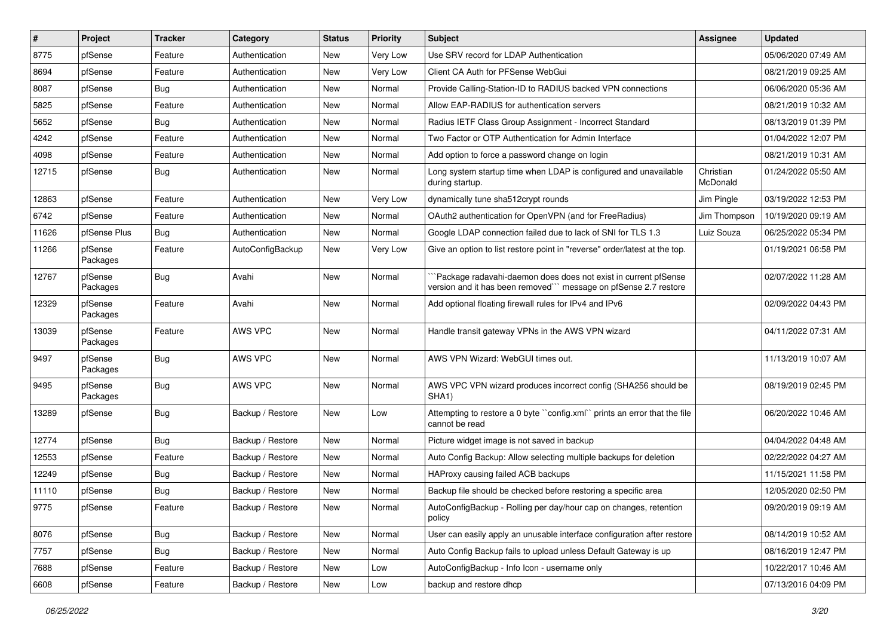| # | Project | Tracker | Category | Status | Priority | Subject | Assignee | Updated |
|---|---|---|---|---|---|---|---|---|
| 8775 | pfSense | Feature | Authentication | New | Very Low | Use SRV record for LDAP Authentication | | 05/06/2020 07:49 AM |
| 8694 | pfSense | Feature | Authentication | New | Very Low | Client CA Auth for PFSense WebGui | | 08/21/2019 09:25 AM |
| 8087 | pfSense | Bug | Authentication | New | Normal | Provide Calling-Station-ID to RADIUS backed VPN connections | | 06/06/2020 05:36 AM |
| 5825 | pfSense | Feature | Authentication | New | Normal | Allow EAP-RADIUS for authentication servers | | 08/21/2019 10:32 AM |
| 5652 | pfSense | Bug | Authentication | New | Normal | Radius IETF Class Group Assignment - Incorrect Standard | | 08/13/2019 01:39 PM |
| 4242 | pfSense | Feature | Authentication | New | Normal | Two Factor or OTP Authentication for Admin Interface | | 01/04/2022 12:07 PM |
| 4098 | pfSense | Feature | Authentication | New | Normal | Add option to force a password change on login | | 08/21/2019 10:31 AM |
| 12715 | pfSense | Bug | Authentication | New | Normal | Long system startup time when LDAP is configured and unavailable during startup. | Christian McDonald | 01/24/2022 05:50 AM |
| 12863 | pfSense | Feature | Authentication | New | Very Low | dynamically tune sha512crypt rounds | Jim Pingle | 03/19/2022 12:53 PM |
| 6742 | pfSense | Feature | Authentication | New | Normal | OAuth2 authentication for OpenVPN (and for FreeRadius) | Jim Thompson | 10/19/2020 09:19 AM |
| 11626 | pfSense Plus | Bug | Authentication | New | Normal | Google LDAP connection failed due to lack of SNI for TLS 1.3 | Luiz Souza | 06/25/2022 05:34 PM |
| 11266 | pfSense Packages | Feature | AutoConfigBackup | New | Very Low | Give an option to list restore point in "reverse" order/latest at the top. | | 01/19/2021 06:58 PM |
| 12767 | pfSense Packages | Bug | Avahi | New | Normal | ```Package radavahi-daemon does does not exist in current pfSense version and it has been removed``` message on pfSense 2.7 restore | | 02/07/2022 11:28 AM |
| 12329 | pfSense Packages | Feature | Avahi | New | Normal | Add optional floating firewall rules for IPv4 and IPv6 | | 02/09/2022 04:43 PM |
| 13039 | pfSense Packages | Feature | AWS VPC | New | Normal | Handle transit gateway VPNs in the AWS VPN wizard | | 04/11/2022 07:31 AM |
| 9497 | pfSense Packages | Bug | AWS VPC | New | Normal | AWS VPN Wizard: WebGUI times out. | | 11/13/2019 10:07 AM |
| 9495 | pfSense Packages | Bug | AWS VPC | New | Normal | AWS VPC VPN wizard produces incorrect config (SHA256 should be SHA1) | | 08/19/2019 02:45 PM |
| 13289 | pfSense | Bug | Backup / Restore | New | Low | Attempting to restore a 0 byte ``config.xml`` prints an error that the file cannot be read | | 06/20/2022 10:46 AM |
| 12774 | pfSense | Bug | Backup / Restore | New | Normal | Picture widget image is not saved in backup | | 04/04/2022 04:48 AM |
| 12553 | pfSense | Feature | Backup / Restore | New | Normal | Auto Config Backup: Allow selecting multiple backups for deletion | | 02/22/2022 04:27 AM |
| 12249 | pfSense | Bug | Backup / Restore | New | Normal | HAProxy causing failed ACB backups | | 11/15/2021 11:58 PM |
| 11110 | pfSense | Bug | Backup / Restore | New | Normal | Backup file should be checked before restoring a specific area | | 12/05/2020 02:50 PM |
| 9775 | pfSense | Feature | Backup / Restore | New | Normal | AutoConfigBackup - Rolling per day/hour cap on changes, retention policy | | 09/20/2019 09:19 AM |
| 8076 | pfSense | Bug | Backup / Restore | New | Normal | User can easily apply an unusable interface configuration after restore | | 08/14/2019 10:52 AM |
| 7757 | pfSense | Bug | Backup / Restore | New | Normal | Auto Config Backup fails to upload unless Default Gateway is up | | 08/16/2019 12:47 PM |
| 7688 | pfSense | Feature | Backup / Restore | New | Low | AutoConfigBackup - Info Icon - username only | | 10/22/2017 10:46 AM |
| 6608 | pfSense | Feature | Backup / Restore | New | Low | backup and restore dhcp | | 07/13/2016 04:09 PM |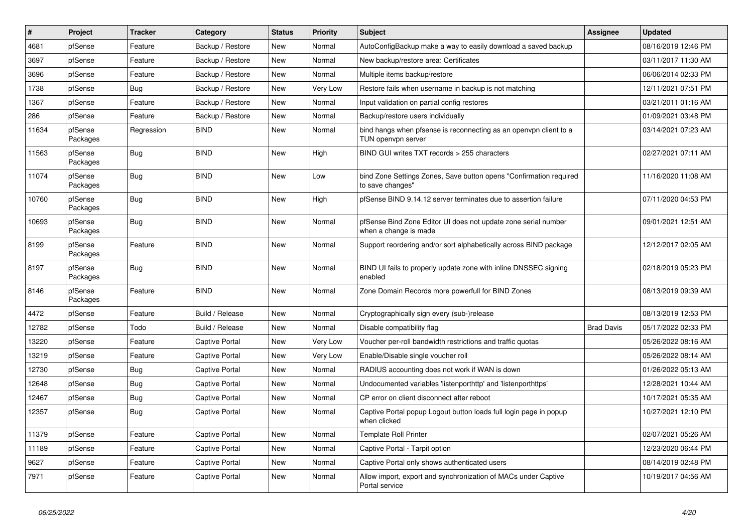| # | Project | Tracker | Category | Status | Priority | Subject | Assignee | Updated |
|---|---|---|---|---|---|---|---|---|
| 4681 | pfSense | Feature | Backup / Restore | New | Normal | AutoConfigBackup make a way to easily download a saved backup | | 08/16/2019 12:46 PM |
| 3697 | pfSense | Feature | Backup / Restore | New | Normal | New backup/restore area: Certificates | | 03/11/2017 11:30 AM |
| 3696 | pfSense | Feature | Backup / Restore | New | Normal | Multiple items backup/restore | | 06/06/2014 02:33 PM |
| 1738 | pfSense | Bug | Backup / Restore | New | Very Low | Restore fails when username in backup is not matching | | 12/11/2021 07:51 PM |
| 1367 | pfSense | Feature | Backup / Restore | New | Normal | Input validation on partial config restores | | 03/21/2011 01:16 AM |
| 286 | pfSense | Feature | Backup / Restore | New | Normal | Backup/restore users individually | | 01/09/2021 03:48 PM |
| 11634 | pfSense Packages | Regression | BIND | New | Normal | bind hangs when pfsense is reconnecting as an openvpn client to a TUN openvpn server | | 03/14/2021 07:23 AM |
| 11563 | pfSense Packages | Bug | BIND | New | High | BIND GUI writes TXT records > 255 characters | | 02/27/2021 07:11 AM |
| 11074 | pfSense Packages | Bug | BIND | New | Low | bind Zone Settings Zones, Save button opens "Confirmation required to save changes" | | 11/16/2020 11:08 AM |
| 10760 | pfSense Packages | Bug | BIND | New | High | pfSense BIND 9.14.12 server terminates due to assertion failure | | 07/11/2020 04:53 PM |
| 10693 | pfSense Packages | Bug | BIND | New | Normal | pfSense Bind Zone Editor UI does not update zone serial number when a change is made | | 09/01/2021 12:51 AM |
| 8199 | pfSense Packages | Feature | BIND | New | Normal | Support reordering and/or sort alphabetically across BIND package | | 12/12/2017 02:05 AM |
| 8197 | pfSense Packages | Bug | BIND | New | Normal | BIND UI fails to properly update zone with inline DNSSEC signing enabled | | 02/18/2019 05:23 PM |
| 8146 | pfSense Packages | Feature | BIND | New | Normal | Zone Domain Records more powerfull for BIND Zones | | 08/13/2019 09:39 AM |
| 4472 | pfSense | Feature | Build / Release | New | Normal | Cryptographically sign every (sub-)release | | 08/13/2019 12:53 PM |
| 12782 | pfSense | Todo | Build / Release | New | Normal | Disable compatibility flag | Brad Davis | 05/17/2022 02:33 PM |
| 13220 | pfSense | Feature | Captive Portal | New | Very Low | Voucher per-roll bandwidth restrictions and traffic quotas | | 05/26/2022 08:16 AM |
| 13219 | pfSense | Feature | Captive Portal | New | Very Low | Enable/Disable single voucher roll | | 05/26/2022 08:14 AM |
| 12730 | pfSense | Bug | Captive Portal | New | Normal | RADIUS accounting does not work if WAN is down | | 01/26/2022 05:13 AM |
| 12648 | pfSense | Bug | Captive Portal | New | Normal | Undocumented variables 'listenporthttp' and 'listenporthttps' | | 12/28/2021 10:44 AM |
| 12467 | pfSense | Bug | Captive Portal | New | Normal | CP error on client disconnect after reboot | | 10/17/2021 05:35 AM |
| 12357 | pfSense | Bug | Captive Portal | New | Normal | Captive Portal popup Logout button loads full login page in popup when clicked | | 10/27/2021 12:10 PM |
| 11379 | pfSense | Feature | Captive Portal | New | Normal | Template Roll Printer | | 02/07/2021 05:26 AM |
| 11189 | pfSense | Feature | Captive Portal | New | Normal | Captive Portal - Tarpit option | | 12/23/2020 06:44 PM |
| 9627 | pfSense | Feature | Captive Portal | New | Normal | Captive Portal only shows authenticated users | | 08/14/2019 02:48 PM |
| 7971 | pfSense | Feature | Captive Portal | New | Normal | Allow import, export and synchronization of MACs under Captive Portal service | | 10/19/2017 04:56 AM |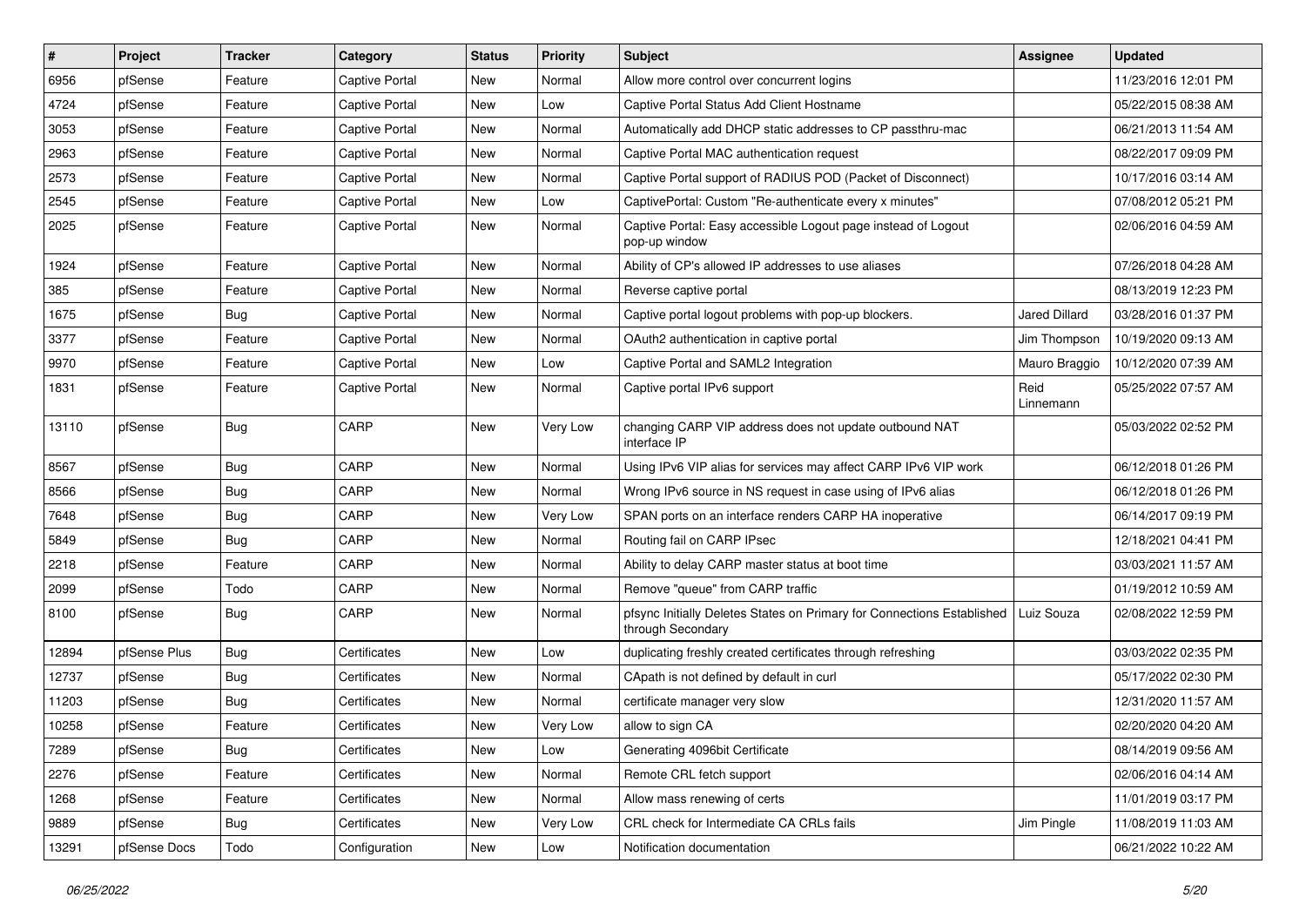| # | Project | Tracker | Category | Status | Priority | Subject | Assignee | Updated |
|---|---|---|---|---|---|---|---|---|
| 6956 | pfSense | Feature | Captive Portal | New | Normal | Allow more control over concurrent logins | | 11/23/2016 12:01 PM |
| 4724 | pfSense | Feature | Captive Portal | New | Low | Captive Portal Status Add Client Hostname | | 05/22/2015 08:38 AM |
| 3053 | pfSense | Feature | Captive Portal | New | Normal | Automatically add DHCP static addresses to CP passthru-mac | | 06/21/2013 11:54 AM |
| 2963 | pfSense | Feature | Captive Portal | New | Normal | Captive Portal MAC authentication request | | 08/22/2017 09:09 PM |
| 2573 | pfSense | Feature | Captive Portal | New | Normal | Captive Portal support of RADIUS POD (Packet of Disconnect) | | 10/17/2016 03:14 AM |
| 2545 | pfSense | Feature | Captive Portal | New | Low | CaptivePortal: Custom "Re-authenticate every x minutes" | | 07/08/2012 05:21 PM |
| 2025 | pfSense | Feature | Captive Portal | New | Normal | Captive Portal: Easy accessible Logout page instead of Logout pop-up window | | 02/06/2016 04:59 AM |
| 1924 | pfSense | Feature | Captive Portal | New | Normal | Ability of CP's allowed IP addresses to use aliases | | 07/26/2018 04:28 AM |
| 385 | pfSense | Feature | Captive Portal | New | Normal | Reverse captive portal | | 08/13/2019 12:23 PM |
| 1675 | pfSense | Bug | Captive Portal | New | Normal | Captive portal logout problems with pop-up blockers. | Jared Dillard | 03/28/2016 01:37 PM |
| 3377 | pfSense | Feature | Captive Portal | New | Normal | OAuth2 authentication in captive portal | Jim Thompson | 10/19/2020 09:13 AM |
| 9970 | pfSense | Feature | Captive Portal | New | Low | Captive Portal and SAML2 Integration | Mauro Braggio | 10/12/2020 07:39 AM |
| 1831 | pfSense | Feature | Captive Portal | New | Normal | Captive portal IPv6 support | Reid Linnemann | 05/25/2022 07:57 AM |
| 13110 | pfSense | Bug | CARP | New | Very Low | changing CARP VIP address does not update outbound NAT interface IP | | 05/03/2022 02:52 PM |
| 8567 | pfSense | Bug | CARP | New | Normal | Using IPv6 VIP alias for services may affect CARP IPv6 VIP work | | 06/12/2018 01:26 PM |
| 8566 | pfSense | Bug | CARP | New | Normal | Wrong IPv6 source in NS request in case using of IPv6 alias | | 06/12/2018 01:26 PM |
| 7648 | pfSense | Bug | CARP | New | Very Low | SPAN ports on an interface renders CARP HA inoperative | | 06/14/2017 09:19 PM |
| 5849 | pfSense | Bug | CARP | New | Normal | Routing fail on CARP IPsec | | 12/18/2021 04:41 PM |
| 2218 | pfSense | Feature | CARP | New | Normal | Ability to delay CARP master status at boot time | | 03/03/2021 11:57 AM |
| 2099 | pfSense | Todo | CARP | New | Normal | Remove "queue" from CARP traffic | | 01/19/2012 10:59 AM |
| 8100 | pfSense | Bug | CARP | New | Normal | pfsync Initially Deletes States on Primary for Connections Established through Secondary | Luiz Souza | 02/08/2022 12:59 PM |
| 12894 | pfSense Plus | Bug | Certificates | New | Low | duplicating freshly created certificates through refreshing | | 03/03/2022 02:35 PM |
| 12737 | pfSense | Bug | Certificates | New | Normal | CApath is not defined by default in curl | | 05/17/2022 02:30 PM |
| 11203 | pfSense | Bug | Certificates | New | Normal | certificate manager very slow | | 12/31/2020 11:57 AM |
| 10258 | pfSense | Feature | Certificates | New | Very Low | allow to sign CA | | 02/20/2020 04:20 AM |
| 7289 | pfSense | Bug | Certificates | New | Low | Generating 4096bit Certificate | | 08/14/2019 09:56 AM |
| 2276 | pfSense | Feature | Certificates | New | Normal | Remote CRL fetch support | | 02/06/2016 04:14 AM |
| 1268 | pfSense | Feature | Certificates | New | Normal | Allow mass renewing of certs | | 11/01/2019 03:17 PM |
| 9889 | pfSense | Bug | Certificates | New | Very Low | CRL check for Intermediate CA CRLs fails | Jim Pingle | 11/08/2019 11:03 AM |
| 13291 | pfSense Docs | Todo | Configuration | New | Low | Notification documentation | | 06/21/2022 10:22 AM |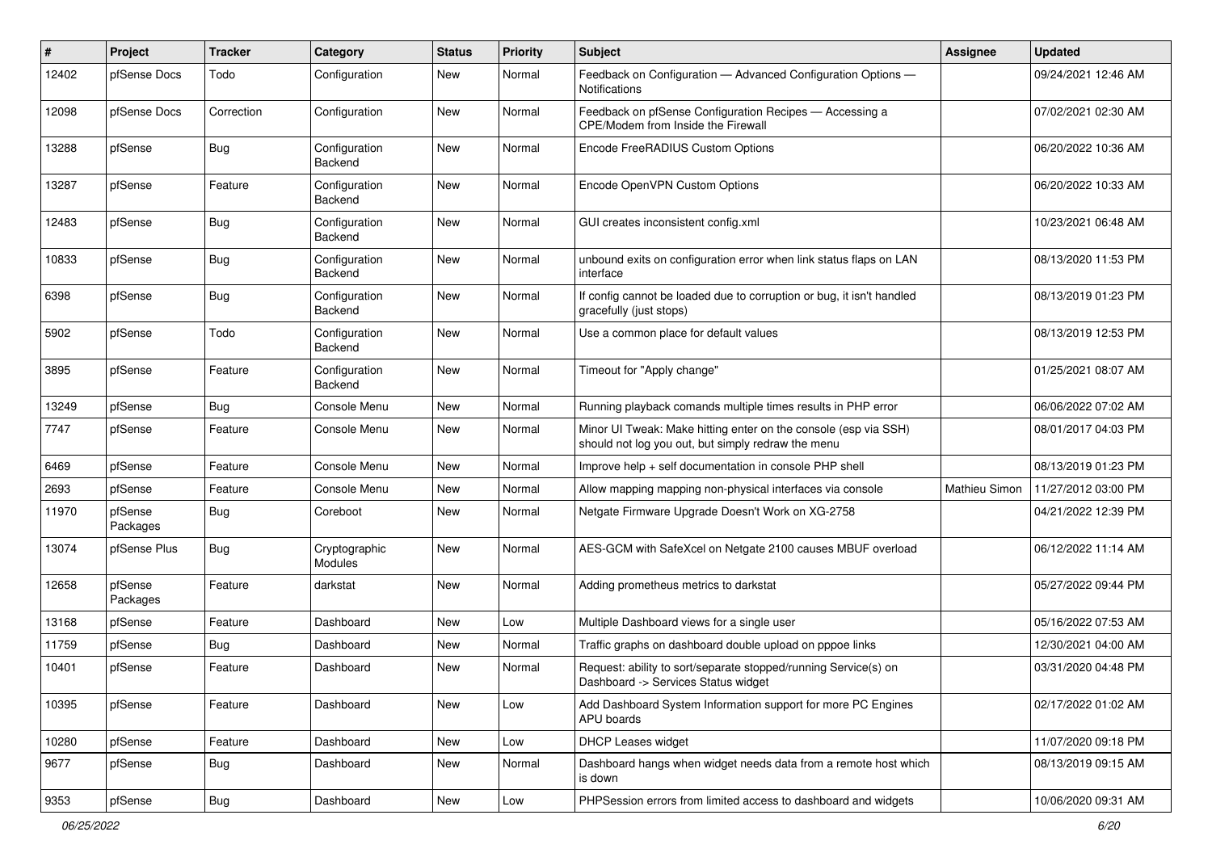| # | Project | Tracker | Category | Status | Priority | Subject | Assignee | Updated |
| --- | --- | --- | --- | --- | --- | --- | --- | --- |
| 12402 | pfSense Docs | Todo | Configuration | New | Normal | Feedback on Configuration — Advanced Configuration Options — Notifications | | 09/24/2021 12:46 AM |
| 12098 | pfSense Docs | Correction | Configuration | New | Normal | Feedback on pfSense Configuration Recipes — Accessing a CPE/Modem from Inside the Firewall | | 07/02/2021 02:30 AM |
| 13288 | pfSense | Bug | Configuration Backend | New | Normal | Encode FreeRADIUS Custom Options | | 06/20/2022 10:36 AM |
| 13287 | pfSense | Feature | Configuration Backend | New | Normal | Encode OpenVPN Custom Options | | 06/20/2022 10:33 AM |
| 12483 | pfSense | Bug | Configuration Backend | New | Normal | GUI creates inconsistent config.xml | | 10/23/2021 06:48 AM |
| 10833 | pfSense | Bug | Configuration Backend | New | Normal | unbound exits on configuration error when link status flaps on LAN interface | | 08/13/2020 11:53 PM |
| 6398 | pfSense | Bug | Configuration Backend | New | Normal | If config cannot be loaded due to corruption or bug, it isn't handled gracefully (just stops) | | 08/13/2019 01:23 PM |
| 5902 | pfSense | Todo | Configuration Backend | New | Normal | Use a common place for default values | | 08/13/2019 12:53 PM |
| 3895 | pfSense | Feature | Configuration Backend | New | Normal | Timeout for "Apply change" | | 01/25/2021 08:07 AM |
| 13249 | pfSense | Bug | Console Menu | New | Normal | Running playback comands multiple times results in PHP error | | 06/06/2022 07:02 AM |
| 7747 | pfSense | Feature | Console Menu | New | Normal | Minor UI Tweak: Make hitting enter on the console (esp via SSH) should not log you out, but simply redraw the menu | | 08/01/2017 04:03 PM |
| 6469 | pfSense | Feature | Console Menu | New | Normal | Improve help + self documentation in console PHP shell | | 08/13/2019 01:23 PM |
| 2693 | pfSense | Feature | Console Menu | New | Normal | Allow mapping mapping non-physical interfaces via console | Mathieu Simon | 11/27/2012 03:00 PM |
| 11970 | pfSense Packages | Bug | Coreboot | New | Normal | Netgate Firmware Upgrade Doesn't Work on XG-2758 | | 04/21/2022 12:39 PM |
| 13074 | pfSense Plus | Bug | Cryptographic Modules | New | Normal | AES-GCM with SafeXcel on Netgate 2100 causes MBUF overload | | 06/12/2022 11:14 AM |
| 12658 | pfSense Packages | Feature | darkstat | New | Normal | Adding prometheus metrics to darkstat | | 05/27/2022 09:44 PM |
| 13168 | pfSense | Feature | Dashboard | New | Low | Multiple Dashboard views for a single user | | 05/16/2022 07:53 AM |
| 11759 | pfSense | Bug | Dashboard | New | Normal | Traffic graphs on dashboard double upload on pppoe links | | 12/30/2021 04:00 AM |
| 10401 | pfSense | Feature | Dashboard | New | Normal | Request: ability to sort/separate stopped/running Service(s) on Dashboard -> Services Status widget | | 03/31/2020 04:48 PM |
| 10395 | pfSense | Feature | Dashboard | New | Low | Add Dashboard System Information support for more PC Engines APU boards | | 02/17/2022 01:02 AM |
| 10280 | pfSense | Feature | Dashboard | New | Low | DHCP Leases widget | | 11/07/2020 09:18 PM |
| 9677 | pfSense | Bug | Dashboard | New | Normal | Dashboard hangs when widget needs data from a remote host which is down | | 08/13/2019 09:15 AM |
| 9353 | pfSense | Bug | Dashboard | New | Low | PHPSession errors from limited access to dashboard and widgets | | 10/06/2020 09:31 AM |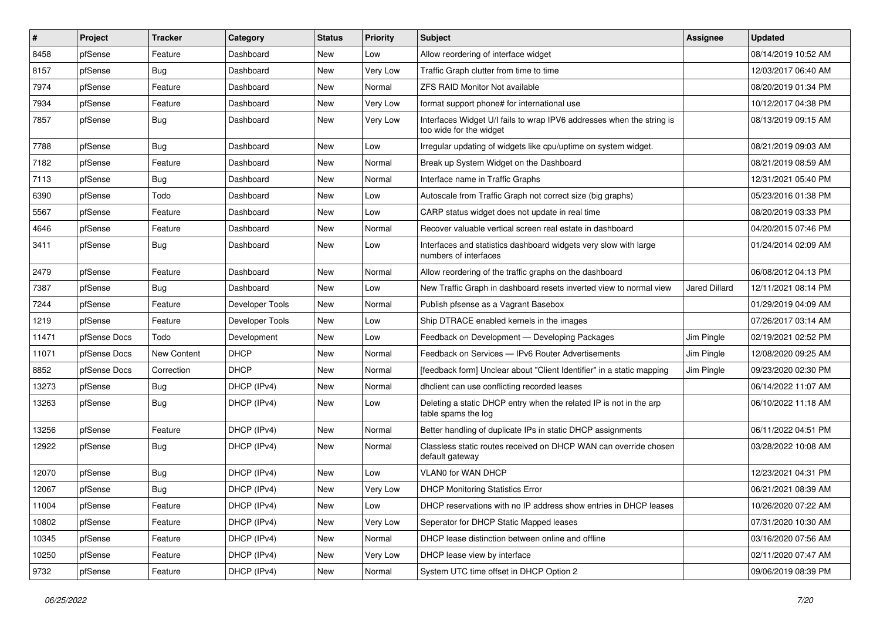| # | Project | Tracker | Category | Status | Priority | Subject | Assignee | Updated |
|---|---|---|---|---|---|---|---|---|
| 8458 | pfSense | Feature | Dashboard | New | Low | Allow reordering of interface widget | | 08/14/2019 10:52 AM |
| 8157 | pfSense | Bug | Dashboard | New | Very Low | Traffic Graph clutter from time to time | | 12/03/2017 06:40 AM |
| 7974 | pfSense | Feature | Dashboard | New | Normal | ZFS RAID Monitor Not available | | 08/20/2019 01:34 PM |
| 7934 | pfSense | Feature | Dashboard | New | Very Low | format support phone# for international use | | 10/12/2017 04:38 PM |
| 7857 | pfSense | Bug | Dashboard | New | Very Low | Interfaces Widget U/I fails to wrap IPV6 addresses when the string is too wide for the widget | | 08/13/2019 09:15 AM |
| 7788 | pfSense | Bug | Dashboard | New | Low | Irregular updating of widgets like cpu/uptime on system widget. | | 08/21/2019 09:03 AM |
| 7182 | pfSense | Feature | Dashboard | New | Normal | Break up System Widget on the Dashboard | | 08/21/2019 08:59 AM |
| 7113 | pfSense | Bug | Dashboard | New | Normal | Interface name in Traffic Graphs | | 12/31/2021 05:40 PM |
| 6390 | pfSense | Todo | Dashboard | New | Low | Autoscale from Traffic Graph not correct size (big graphs) | | 05/23/2016 01:38 PM |
| 5567 | pfSense | Feature | Dashboard | New | Low | CARP status widget does not update in real time | | 08/20/2019 03:33 PM |
| 4646 | pfSense | Feature | Dashboard | New | Normal | Recover valuable vertical screen real estate in dashboard | | 04/20/2015 07:46 PM |
| 3411 | pfSense | Bug | Dashboard | New | Low | Interfaces and statistics dashboard widgets very slow with large numbers of interfaces | | 01/24/2014 02:09 AM |
| 2479 | pfSense | Feature | Dashboard | New | Normal | Allow reordering of the traffic graphs on the dashboard | | 06/08/2012 04:13 PM |
| 7387 | pfSense | Bug | Dashboard | New | Low | New Traffic Graph in dashboard resets inverted view to normal view | Jared Dillard | 12/11/2021 08:14 PM |
| 7244 | pfSense | Feature | Developer Tools | New | Normal | Publish pfsense as a Vagrant Basebox | | 01/29/2019 04:09 AM |
| 1219 | pfSense | Feature | Developer Tools | New | Low | Ship DTRACE enabled kernels in the images | | 07/26/2017 03:14 AM |
| 11471 | pfSense Docs | Todo | Development | New | Low | Feedback on Development — Developing Packages | Jim Pingle | 02/19/2021 02:52 PM |
| 11071 | pfSense Docs | New Content | DHCP | New | Normal | Feedback on Services — IPv6 Router Advertisements | Jim Pingle | 12/08/2020 09:25 AM |
| 8852 | pfSense Docs | Correction | DHCP | New | Normal | [feedback form] Unclear about "Client Identifier" in a static mapping | Jim Pingle | 09/23/2020 02:30 PM |
| 13273 | pfSense | Bug | DHCP (IPv4) | New | Normal | dhclient can use conflicting recorded leases | | 06/14/2022 11:07 AM |
| 13263 | pfSense | Bug | DHCP (IPv4) | New | Low | Deleting a static DHCP entry when the related IP is not in the arp table spams the log | | 06/10/2022 11:18 AM |
| 13256 | pfSense | Feature | DHCP (IPv4) | New | Normal | Better handling of duplicate IPs in static DHCP assignments | | 06/11/2022 04:51 PM |
| 12922 | pfSense | Bug | DHCP (IPv4) | New | Normal | Classless static routes received on DHCP WAN can override chosen default gateway | | 03/28/2022 10:08 AM |
| 12070 | pfSense | Bug | DHCP (IPv4) | New | Low | VLAN0 for WAN DHCP | | 12/23/2021 04:31 PM |
| 12067 | pfSense | Bug | DHCP (IPv4) | New | Very Low | DHCP Monitoring Statistics Error | | 06/21/2021 08:39 AM |
| 11004 | pfSense | Feature | DHCP (IPv4) | New | Low | DHCP reservations with no IP address show entries in DHCP leases | | 10/26/2020 07:22 AM |
| 10802 | pfSense | Feature | DHCP (IPv4) | New | Very Low | Seperator for DHCP Static Mapped leases | | 07/31/2020 10:30 AM |
| 10345 | pfSense | Feature | DHCP (IPv4) | New | Normal | DHCP lease distinction between online and offline | | 03/16/2020 07:56 AM |
| 10250 | pfSense | Feature | DHCP (IPv4) | New | Very Low | DHCP lease view by interface | | 02/11/2020 07:47 AM |
| 9732 | pfSense | Feature | DHCP (IPv4) | New | Normal | System UTC time offset in DHCP Option 2 | | 09/06/2019 08:39 PM |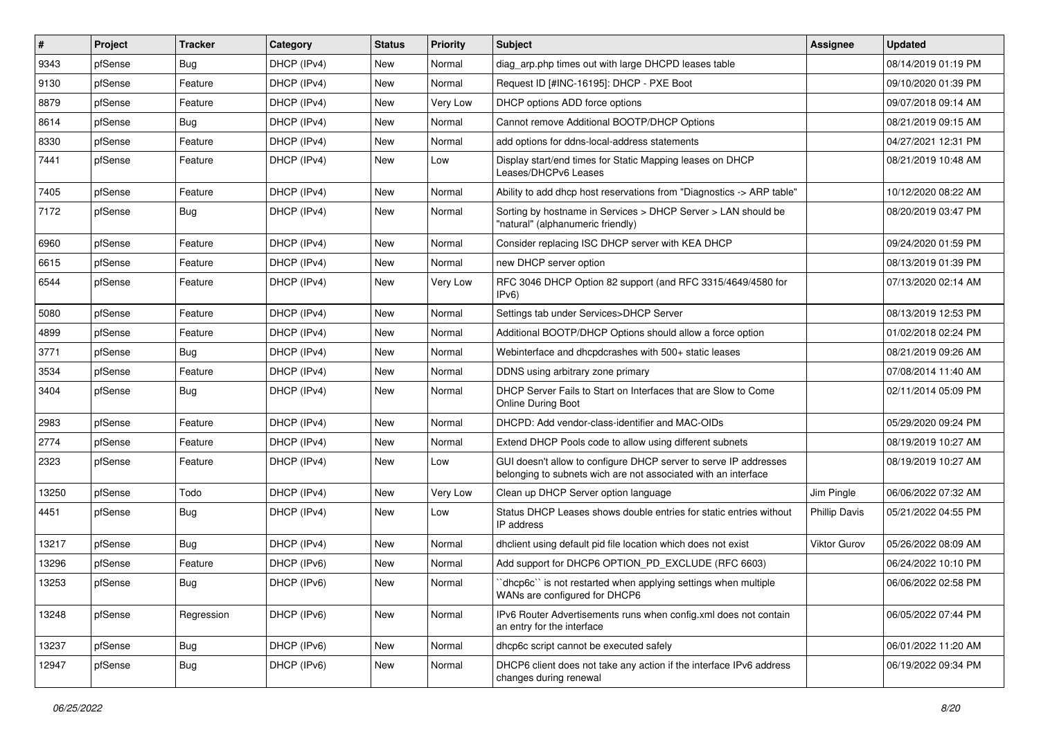| # | Project | Tracker | Category | Status | Priority | Subject | Assignee | Updated |
|---|---|---|---|---|---|---|---|---|
| 9343 | pfSense | Bug | DHCP (IPv4) | New | Normal | diag_arp.php times out with large DHCPD leases table | | 08/14/2019 01:19 PM |
| 9130 | pfSense | Feature | DHCP (IPv4) | New | Normal | Request ID [#INC-16195]: DHCP - PXE Boot | | 09/10/2020 01:39 PM |
| 8879 | pfSense | Feature | DHCP (IPv4) | New | Very Low | DHCP options ADD force options | | 09/07/2018 09:14 AM |
| 8614 | pfSense | Bug | DHCP (IPv4) | New | Normal | Cannot remove Additional BOOTP/DHCP Options | | 08/21/2019 09:15 AM |
| 8330 | pfSense | Feature | DHCP (IPv4) | New | Normal | add options for ddns-local-address statements | | 04/27/2021 12:31 PM |
| 7441 | pfSense | Feature | DHCP (IPv4) | New | Low | Display start/end times for Static Mapping leases on DHCP Leases/DHCPv6 Leases | | 08/21/2019 10:48 AM |
| 7405 | pfSense | Feature | DHCP (IPv4) | New | Normal | Ability to add dhcp host reservations from "Diagnostics -> ARP table" | | 10/12/2020 08:22 AM |
| 7172 | pfSense | Bug | DHCP (IPv4) | New | Normal | Sorting by hostname in Services > DHCP Server > LAN should be "natural" (alphanumeric friendly) | | 08/20/2019 03:47 PM |
| 6960 | pfSense | Feature | DHCP (IPv4) | New | Normal | Consider replacing ISC DHCP server with KEA DHCP | | 09/24/2020 01:59 PM |
| 6615 | pfSense | Feature | DHCP (IPv4) | New | Normal | new DHCP server option | | 08/13/2019 01:39 PM |
| 6544 | pfSense | Feature | DHCP (IPv4) | New | Very Low | RFC 3046 DHCP Option 82 support (and RFC 3315/4649/4580 for IPv6) | | 07/13/2020 02:14 AM |
| 5080 | pfSense | Feature | DHCP (IPv4) | New | Normal | Settings tab under Services>DHCP Server | | 08/13/2019 12:53 PM |
| 4899 | pfSense | Feature | DHCP (IPv4) | New | Normal | Additional BOOTP/DHCP Options should allow a force option | | 01/02/2018 02:24 PM |
| 3771 | pfSense | Bug | DHCP (IPv4) | New | Normal | Webinterface and dhcpdcrashes with 500+ static leases | | 08/21/2019 09:26 AM |
| 3534 | pfSense | Feature | DHCP (IPv4) | New | Normal | DDNS using arbitrary zone primary | | 07/08/2014 11:40 AM |
| 3404 | pfSense | Bug | DHCP (IPv4) | New | Normal | DHCP Server Fails to Start on Interfaces that are Slow to Come Online During Boot | | 02/11/2014 05:09 PM |
| 2983 | pfSense | Feature | DHCP (IPv4) | New | Normal | DHCPD: Add vendor-class-identifier and MAC-OIDs | | 05/29/2020 09:24 PM |
| 2774 | pfSense | Feature | DHCP (IPv4) | New | Normal | Extend DHCP Pools code to allow using different subnets | | 08/19/2019 10:27 AM |
| 2323 | pfSense | Feature | DHCP (IPv4) | New | Low | GUI doesn't allow to configure DHCP server to serve IP addresses belonging to subnets wich are not associated with an interface | | 08/19/2019 10:27 AM |
| 13250 | pfSense | Todo | DHCP (IPv4) | New | Very Low | Clean up DHCP Server option language | Jim Pingle | 06/06/2022 07:32 AM |
| 4451 | pfSense | Bug | DHCP (IPv4) | New | Low | Status DHCP Leases shows double entries for static entries without IP address | Phillip Davis | 05/21/2022 04:55 PM |
| 13217 | pfSense | Bug | DHCP (IPv4) | New | Normal | dhclient using default pid file location which does not exist | Viktor Gurov | 05/26/2022 08:09 AM |
| 13296 | pfSense | Feature | DHCP (IPv6) | New | Normal | Add support for DHCP6 OPTION_PD_EXCLUDE (RFC 6603) | | 06/24/2022 10:10 PM |
| 13253 | pfSense | Bug | DHCP (IPv6) | New | Normal | ``dhcp6c`` is not restarted when applying settings when multiple WANs are configured for DHCP6 | | 06/06/2022 02:58 PM |
| 13248 | pfSense | Regression | DHCP (IPv6) | New | Normal | IPv6 Router Advertisements runs when config.xml does not contain an entry for the interface | | 06/05/2022 07:44 PM |
| 13237 | pfSense | Bug | DHCP (IPv6) | New | Normal | dhcp6c script cannot be executed safely | | 06/01/2022 11:20 AM |
| 12947 | pfSense | Bug | DHCP (IPv6) | New | Normal | DHCP6 client does not take any action if the interface IPv6 address changes during renewal | | 06/19/2022 09:34 PM |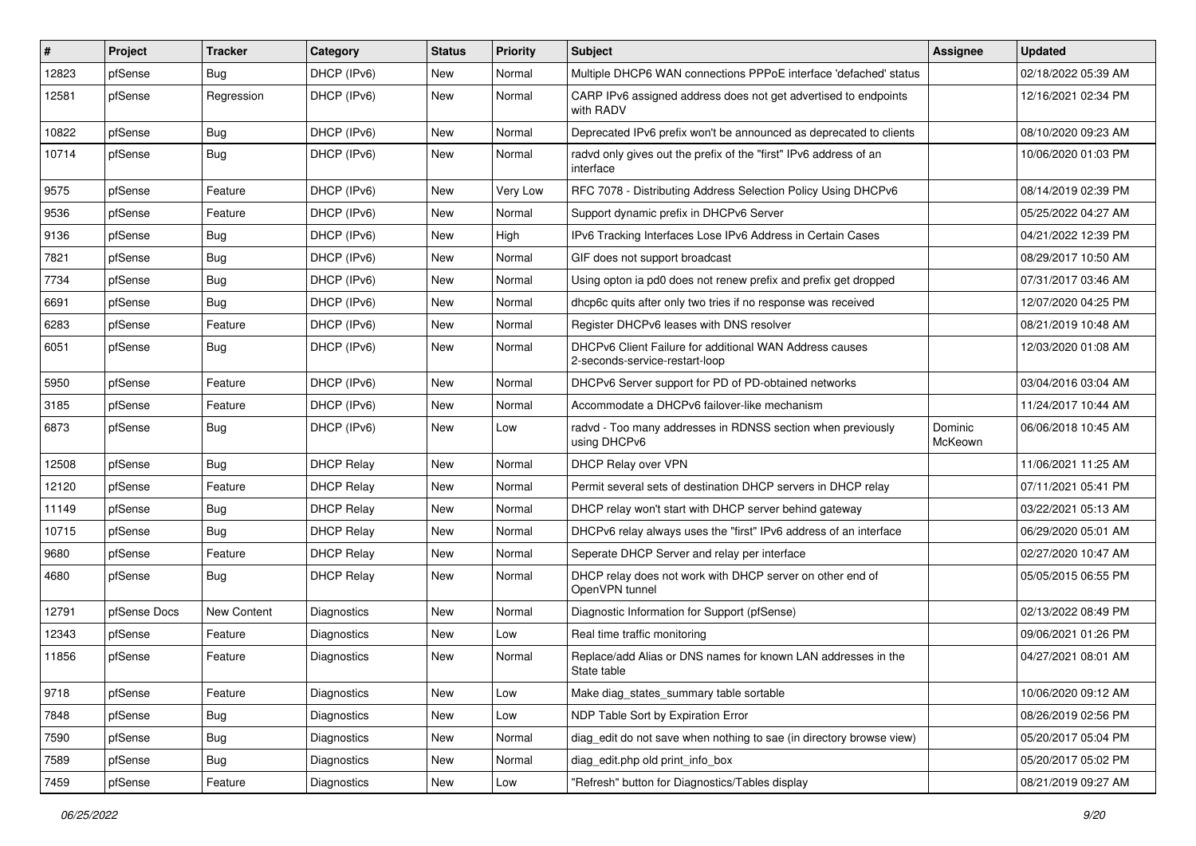| # | Project | Tracker | Category | Status | Priority | Subject | Assignee | Updated |
|---|---|---|---|---|---|---|---|---|
| 12823 | pfSense | Bug | DHCP (IPv6) | New | Normal | Multiple DHCP6 WAN connections PPPoE interface 'defached' status | | 02/18/2022 05:39 AM |
| 12581 | pfSense | Regression | DHCP (IPv6) | New | Normal | CARP IPv6 assigned address does not get advertised to endpoints with RADV | | 12/16/2021 02:34 PM |
| 10822 | pfSense | Bug | DHCP (IPv6) | New | Normal | Deprecated IPv6 prefix won't be announced as deprecated to clients | | 08/10/2020 09:23 AM |
| 10714 | pfSense | Bug | DHCP (IPv6) | New | Normal | radvd only gives out the prefix of the "first" IPv6 address of an interface | | 10/06/2020 01:03 PM |
| 9575 | pfSense | Feature | DHCP (IPv6) | New | Very Low | RFC 7078 - Distributing Address Selection Policy Using DHCPv6 | | 08/14/2019 02:39 PM |
| 9536 | pfSense | Feature | DHCP (IPv6) | New | Normal | Support dynamic prefix in DHCPv6 Server | | 05/25/2022 04:27 AM |
| 9136 | pfSense | Bug | DHCP (IPv6) | New | High | IPv6 Tracking Interfaces Lose IPv6 Address in Certain Cases | | 04/21/2022 12:39 PM |
| 7821 | pfSense | Bug | DHCP (IPv6) | New | Normal | GIF does not support broadcast | | 08/29/2017 10:50 AM |
| 7734 | pfSense | Bug | DHCP (IPv6) | New | Normal | Using opton ia pd0 does not renew prefix and prefix get dropped | | 07/31/2017 03:46 AM |
| 6691 | pfSense | Bug | DHCP (IPv6) | New | Normal | dhcp6c quits after only two tries if no response was received | | 12/07/2020 04:25 PM |
| 6283 | pfSense | Feature | DHCP (IPv6) | New | Normal | Register DHCPv6 leases with DNS resolver | | 08/21/2019 10:48 AM |
| 6051 | pfSense | Bug | DHCP (IPv6) | New | Normal | DHCPv6 Client Failure for additional WAN Address causes 2-seconds-service-restart-loop | | 12/03/2020 01:08 AM |
| 5950 | pfSense | Feature | DHCP (IPv6) | New | Normal | DHCPv6 Server support for PD of PD-obtained networks | | 03/04/2016 03:04 AM |
| 3185 | pfSense | Feature | DHCP (IPv6) | New | Normal | Accommodate a DHCPv6 failover-like mechanism | | 11/24/2017 10:44 AM |
| 6873 | pfSense | Bug | DHCP (IPv6) | New | Low | radvd - Too many addresses in RDNSS section when previously using DHCPv6 | Dominic McKeown | 06/06/2018 10:45 AM |
| 12508 | pfSense | Bug | DHCP Relay | New | Normal | DHCP Relay over VPN | | 11/06/2021 11:25 AM |
| 12120 | pfSense | Feature | DHCP Relay | New | Normal | Permit several sets of destination DHCP servers in DHCP relay | | 07/11/2021 05:41 PM |
| 11149 | pfSense | Bug | DHCP Relay | New | Normal | DHCP relay won't start with DHCP server behind gateway | | 03/22/2021 05:13 AM |
| 10715 | pfSense | Bug | DHCP Relay | New | Normal | DHCPv6 relay always uses the "first" IPv6 address of an interface | | 06/29/2020 05:01 AM |
| 9680 | pfSense | Feature | DHCP Relay | New | Normal | Seperate DHCP Server and relay per interface | | 02/27/2020 10:47 AM |
| 4680 | pfSense | Bug | DHCP Relay | New | Normal | DHCP relay does not work with DHCP server on other end of OpenVPN tunnel | | 05/05/2015 06:55 PM |
| 12791 | pfSense Docs | New Content | Diagnostics | New | Normal | Diagnostic Information for Support (pfSense) | | 02/13/2022 08:49 PM |
| 12343 | pfSense | Feature | Diagnostics | New | Low | Real time traffic monitoring | | 09/06/2021 01:26 PM |
| 11856 | pfSense | Feature | Diagnostics | New | Normal | Replace/add Alias or DNS names for known LAN addresses in the State table | | 04/27/2021 08:01 AM |
| 9718 | pfSense | Feature | Diagnostics | New | Low | Make diag_states_summary table sortable | | 10/06/2020 09:12 AM |
| 7848 | pfSense | Bug | Diagnostics | New | Low | NDP Table Sort by Expiration Error | | 08/26/2019 02:56 PM |
| 7590 | pfSense | Bug | Diagnostics | New | Normal | diag_edit do not save when nothing to sae (in directory browse view) | | 05/20/2017 05:04 PM |
| 7589 | pfSense | Bug | Diagnostics | New | Normal | diag_edit.php old print_info_box | | 05/20/2017 05:02 PM |
| 7459 | pfSense | Feature | Diagnostics | New | Low | "Refresh" button for Diagnostics/Tables display | | 08/21/2019 09:27 AM |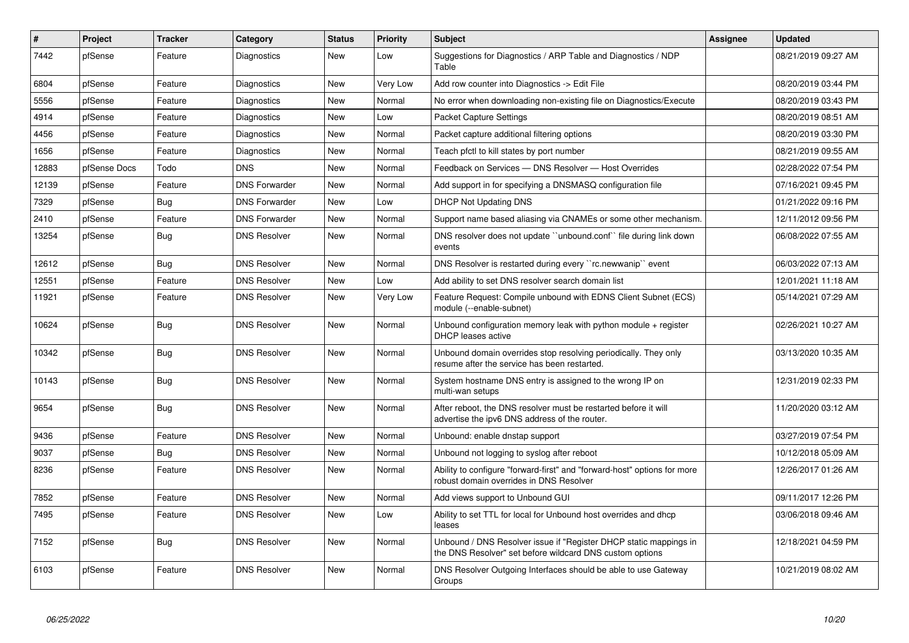| # | Project | Tracker | Category | Status | Priority | Subject | Assignee | Updated |
| --- | --- | --- | --- | --- | --- | --- | --- | --- |
| 7442 | pfSense | Feature | Diagnostics | New | Low | Suggestions for Diagnostics / ARP Table and Diagnostics / NDP Table | | 08/21/2019 09:27 AM |
| 6804 | pfSense | Feature | Diagnostics | New | Very Low | Add row counter into Diagnostics -> Edit File | | 08/20/2019 03:44 PM |
| 5556 | pfSense | Feature | Diagnostics | New | Normal | No error when downloading non-existing file on Diagnostics/Execute | | 08/20/2019 03:43 PM |
| 4914 | pfSense | Feature | Diagnostics | New | Low | Packet Capture Settings | | 08/20/2019 08:51 AM |
| 4456 | pfSense | Feature | Diagnostics | New | Normal | Packet capture additional filtering options | | 08/20/2019 03:30 PM |
| 1656 | pfSense | Feature | Diagnostics | New | Normal | Teach pfctl to kill states by port number | | 08/21/2019 09:55 AM |
| 12883 | pfSense Docs | Todo | DNS | New | Normal | Feedback on Services — DNS Resolver — Host Overrides | | 02/28/2022 07:54 PM |
| 12139 | pfSense | Feature | DNS Forwarder | New | Normal | Add support in for specifying a DNSMASQ configuration file | | 07/16/2021 09:45 PM |
| 7329 | pfSense | Bug | DNS Forwarder | New | Low | DHCP Not Updating DNS | | 01/21/2022 09:16 PM |
| 2410 | pfSense | Feature | DNS Forwarder | New | Normal | Support name based aliasing via CNAMEs or some other mechanism. | | 12/11/2012 09:56 PM |
| 13254 | pfSense | Bug | DNS Resolver | New | Normal | DNS resolver does not update ``unbound.conf`` file during link down events | | 06/08/2022 07:55 AM |
| 12612 | pfSense | Bug | DNS Resolver | New | Normal | DNS Resolver is restarted during every ``rc.newwanip`` event | | 06/03/2022 07:13 AM |
| 12551 | pfSense | Feature | DNS Resolver | New | Low | Add ability to set DNS resolver search domain list | | 12/01/2021 11:18 AM |
| 11921 | pfSense | Feature | DNS Resolver | New | Very Low | Feature Request: Compile unbound with EDNS Client Subnet (ECS) module (--enable-subnet) | | 05/14/2021 07:29 AM |
| 10624 | pfSense | Bug | DNS Resolver | New | Normal | Unbound configuration memory leak with python module + register DHCP leases active | | 02/26/2021 10:27 AM |
| 10342 | pfSense | Bug | DNS Resolver | New | Normal | Unbound domain overrides stop resolving periodically. They only resume after the service has been restarted. | | 03/13/2020 10:35 AM |
| 10143 | pfSense | Bug | DNS Resolver | New | Normal | System hostname DNS entry is assigned to the wrong IP on multi-wan setups | | 12/31/2019 02:33 PM |
| 9654 | pfSense | Bug | DNS Resolver | New | Normal | After reboot, the DNS resolver must be restarted before it will advertise the ipv6 DNS address of the router. | | 11/20/2020 03:12 AM |
| 9436 | pfSense | Feature | DNS Resolver | New | Normal | Unbound: enable dnstap support | | 03/27/2019 07:54 PM |
| 9037 | pfSense | Bug | DNS Resolver | New | Normal | Unbound not logging to syslog after reboot | | 10/12/2018 05:09 AM |
| 8236 | pfSense | Feature | DNS Resolver | New | Normal | Ability to configure "forward-first" and "forward-host" options for more robust domain overrides in DNS Resolver | | 12/26/2017 01:26 AM |
| 7852 | pfSense | Feature | DNS Resolver | New | Normal | Add views support to Unbound GUI | | 09/11/2017 12:26 PM |
| 7495 | pfSense | Feature | DNS Resolver | New | Low | Ability to set TTL for local for Unbound host overrides and dhcp leases | | 03/06/2018 09:46 AM |
| 7152 | pfSense | Bug | DNS Resolver | New | Normal | Unbound / DNS Resolver issue if "Register DHCP static mappings in the DNS Resolver" set before wildcard DNS custom options | | 12/18/2021 04:59 PM |
| 6103 | pfSense | Feature | DNS Resolver | New | Normal | DNS Resolver Outgoing Interfaces should be able to use Gateway Groups | | 10/21/2019 08:02 AM |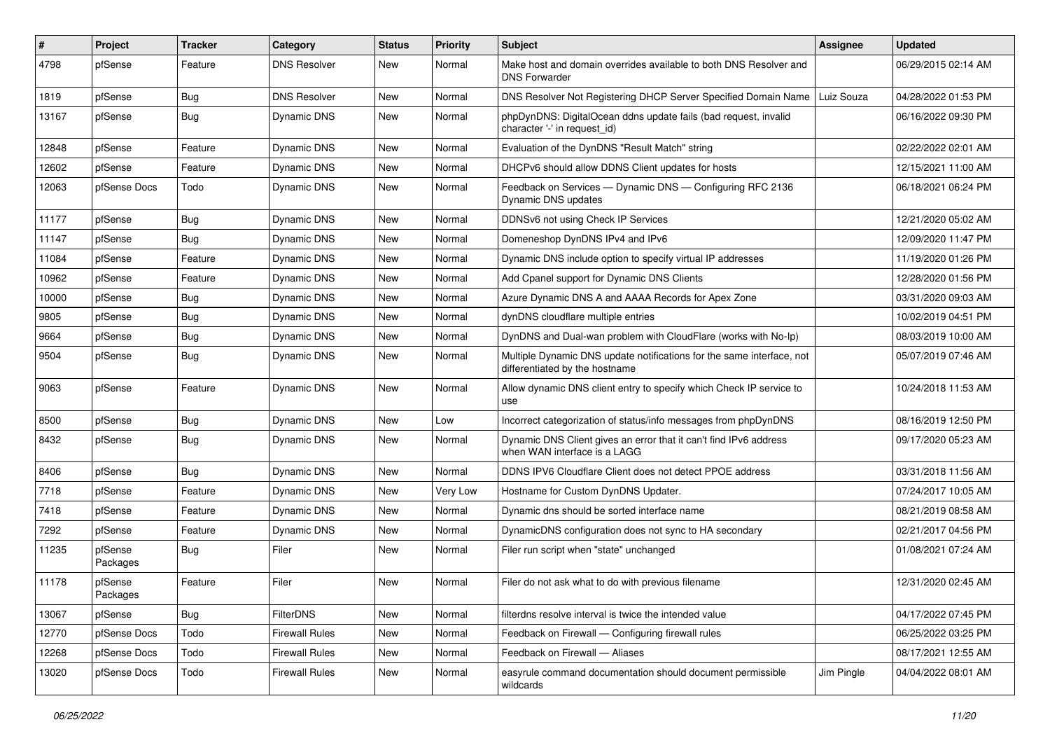| # | Project | Tracker | Category | Status | Priority | Subject | Assignee | Updated |
|---|---|---|---|---|---|---|---|---|
| 4798 | pfSense | Feature | DNS Resolver | New | Normal | Make host and domain overrides available to both DNS Resolver and DNS Forwarder | | 06/29/2015 02:14 AM |
| 1819 | pfSense | Bug | DNS Resolver | New | Normal | DNS Resolver Not Registering DHCP Server Specified Domain Name | Luiz Souza | 04/28/2022 01:53 PM |
| 13167 | pfSense | Bug | Dynamic DNS | New | Normal | phpDynDNS: DigitalOcean ddns update fails (bad request, invalid character '-' in request_id) | | 06/16/2022 09:30 PM |
| 12848 | pfSense | Feature | Dynamic DNS | New | Normal | Evaluation of the DynDNS "Result Match" string | | 02/22/2022 02:01 AM |
| 12602 | pfSense | Feature | Dynamic DNS | New | Normal | DHCPv6 should allow DDNS Client updates for hosts | | 12/15/2021 11:00 AM |
| 12063 | pfSense Docs | Todo | Dynamic DNS | New | Normal | Feedback on Services — Dynamic DNS — Configuring RFC 2136 Dynamic DNS updates | | 06/18/2021 06:24 PM |
| 11177 | pfSense | Bug | Dynamic DNS | New | Normal | DDNSv6 not using Check IP Services | | 12/21/2020 05:02 AM |
| 11147 | pfSense | Bug | Dynamic DNS | New | Normal | Domeneshop DynDNS IPv4 and IPv6 | | 12/09/2020 11:47 PM |
| 11084 | pfSense | Feature | Dynamic DNS | New | Normal | Dynamic DNS include option to specify virtual IP addresses | | 11/19/2020 01:26 PM |
| 10962 | pfSense | Feature | Dynamic DNS | New | Normal | Add Cpanel support for Dynamic DNS Clients | | 12/28/2020 01:56 PM |
| 10000 | pfSense | Bug | Dynamic DNS | New | Normal | Azure Dynamic DNS A and AAAA Records for Apex Zone | | 03/31/2020 09:03 AM |
| 9805 | pfSense | Bug | Dynamic DNS | New | Normal | dynDNS cloudflare multiple entries | | 10/02/2019 04:51 PM |
| 9664 | pfSense | Bug | Dynamic DNS | New | Normal | DynDNS and Dual-wan problem with CloudFlare (works with No-Ip) | | 08/03/2019 10:00 AM |
| 9504 | pfSense | Bug | Dynamic DNS | New | Normal | Multiple Dynamic DNS update notifications for the same interface, not differentiated by the hostname | | 05/07/2019 07:46 AM |
| 9063 | pfSense | Feature | Dynamic DNS | New | Normal | Allow dynamic DNS client entry to specify which Check IP service to use | | 10/24/2018 11:53 AM |
| 8500 | pfSense | Bug | Dynamic DNS | New | Low | Incorrect categorization of status/info messages from phpDynDNS | | 08/16/2019 12:50 PM |
| 8432 | pfSense | Bug | Dynamic DNS | New | Normal | Dynamic DNS Client gives an error that it can't find IPv6 address when WAN interface is a LAGG | | 09/17/2020 05:23 AM |
| 8406 | pfSense | Bug | Dynamic DNS | New | Normal | DDNS IPV6 Cloudflare Client does not detect PPOE address | | 03/31/2018 11:56 AM |
| 7718 | pfSense | Feature | Dynamic DNS | New | Very Low | Hostname for Custom DynDNS Updater. | | 07/24/2017 10:05 AM |
| 7418 | pfSense | Feature | Dynamic DNS | New | Normal | Dynamic dns should be sorted interface name | | 08/21/2019 08:58 AM |
| 7292 | pfSense | Feature | Dynamic DNS | New | Normal | DynamicDNS configuration does not sync to HA secondary | | 02/21/2017 04:56 PM |
| 11235 | pfSense Packages | Bug | Filer | New | Normal | Filer run script when "state" unchanged | | 01/08/2021 07:24 AM |
| 11178 | pfSense Packages | Feature | Filer | New | Normal | Filer do not ask what to do with previous filename | | 12/31/2020 02:45 AM |
| 13067 | pfSense | Bug | FilterDNS | New | Normal | filterdns resolve interval is twice the intended value | | 04/17/2022 07:45 PM |
| 12770 | pfSense Docs | Todo | Firewall Rules | New | Normal | Feedback on Firewall — Configuring firewall rules | | 06/25/2022 03:25 PM |
| 12268 | pfSense Docs | Todo | Firewall Rules | New | Normal | Feedback on Firewall — Aliases | | 08/17/2021 12:55 AM |
| 13020 | pfSense Docs | Todo | Firewall Rules | New | Normal | easyrule command documentation should document permissible wildcards | Jim Pingle | 04/04/2022 08:01 AM |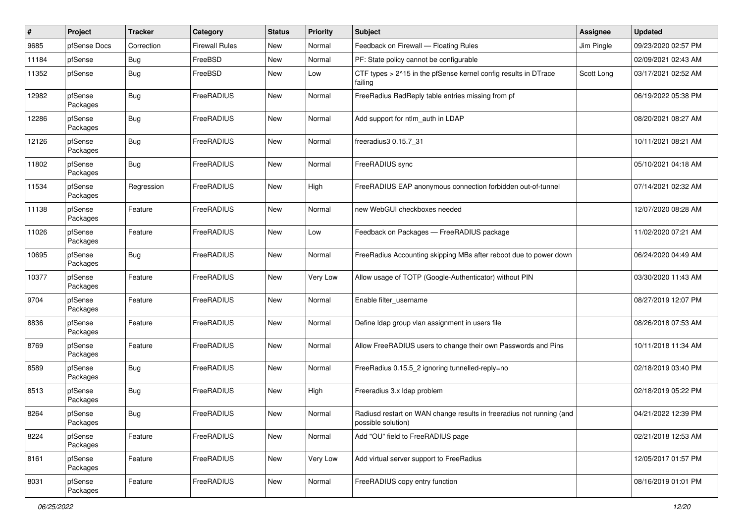| # | Project | Tracker | Category | Status | Priority | Subject | Assignee | Updated |
|---|---|---|---|---|---|---|---|---|
| 9685 | pfSense Docs | Correction | Firewall Rules | New | Normal | Feedback on Firewall — Floating Rules | Jim Pingle | 09/23/2020 02:57 PM |
| 11184 | pfSense | Bug | FreeBSD | New | Normal | PF: State policy cannot be configurable | | 02/09/2021 02:43 AM |
| 11352 | pfSense | Bug | FreeBSD | New | Low | CTF types > 2^15 in the pfSense kernel config results in DTrace failing | Scott Long | 03/17/2021 02:52 AM |
| 12982 | pfSense Packages | Bug | FreeRADIUS | New | Normal | FreeRadius RadReply table entries missing from pf | | 06/19/2022 05:38 PM |
| 12286 | pfSense Packages | Bug | FreeRADIUS | New | Normal | Add support for ntlm_auth in LDAP | | 08/20/2021 08:27 AM |
| 12126 | pfSense Packages | Bug | FreeRADIUS | New | Normal | freeradius3 0.15.7_31 | | 10/11/2021 08:21 AM |
| 11802 | pfSense Packages | Bug | FreeRADIUS | New | Normal | FreeRADIUS sync | | 05/10/2021 04:18 AM |
| 11534 | pfSense Packages | Regression | FreeRADIUS | New | High | FreeRADIUS EAP anonymous connection forbidden out-of-tunnel | | 07/14/2021 02:32 AM |
| 11138 | pfSense Packages | Feature | FreeRADIUS | New | Normal | new WebGUI checkboxes needed | | 12/07/2020 08:28 AM |
| 11026 | pfSense Packages | Feature | FreeRADIUS | New | Low | Feedback on Packages — FreeRADIUS package | | 11/02/2020 07:21 AM |
| 10695 | pfSense Packages | Bug | FreeRADIUS | New | Normal | FreeRadius Accounting skipping MBs after reboot due to power down | | 06/24/2020 04:49 AM |
| 10377 | pfSense Packages | Feature | FreeRADIUS | New | Very Low | Allow usage of TOTP (Google-Authenticator) without PIN | | 03/30/2020 11:43 AM |
| 9704 | pfSense Packages | Feature | FreeRADIUS | New | Normal | Enable filter_username | | 08/27/2019 12:07 PM |
| 8836 | pfSense Packages | Feature | FreeRADIUS | New | Normal | Define ldap group vlan assignment in users file | | 08/26/2018 07:53 AM |
| 8769 | pfSense Packages | Feature | FreeRADIUS | New | Normal | Allow FreeRADIUS users to change their own Passwords and Pins | | 10/11/2018 11:34 AM |
| 8589 | pfSense Packages | Bug | FreeRADIUS | New | Normal | FreeRadius 0.15.5_2 ignoring tunnelled-reply=no | | 02/18/2019 03:40 PM |
| 8513 | pfSense Packages | Bug | FreeRADIUS | New | High | Freeradius 3.x ldap problem | | 02/18/2019 05:22 PM |
| 8264 | pfSense Packages | Bug | FreeRADIUS | New | Normal | Radiusd restart on WAN change results in freeradius not running (and possible solution) | | 04/21/2022 12:39 PM |
| 8224 | pfSense Packages | Feature | FreeRADIUS | New | Normal | Add "OU" field to FreeRADIUS page | | 02/21/2018 12:53 AM |
| 8161 | pfSense Packages | Feature | FreeRADIUS | New | Very Low | Add virtual server support to FreeRadius | | 12/05/2017 01:57 PM |
| 8031 | pfSense Packages | Feature | FreeRADIUS | New | Normal | FreeRADIUS copy entry function | | 08/16/2019 01:01 PM |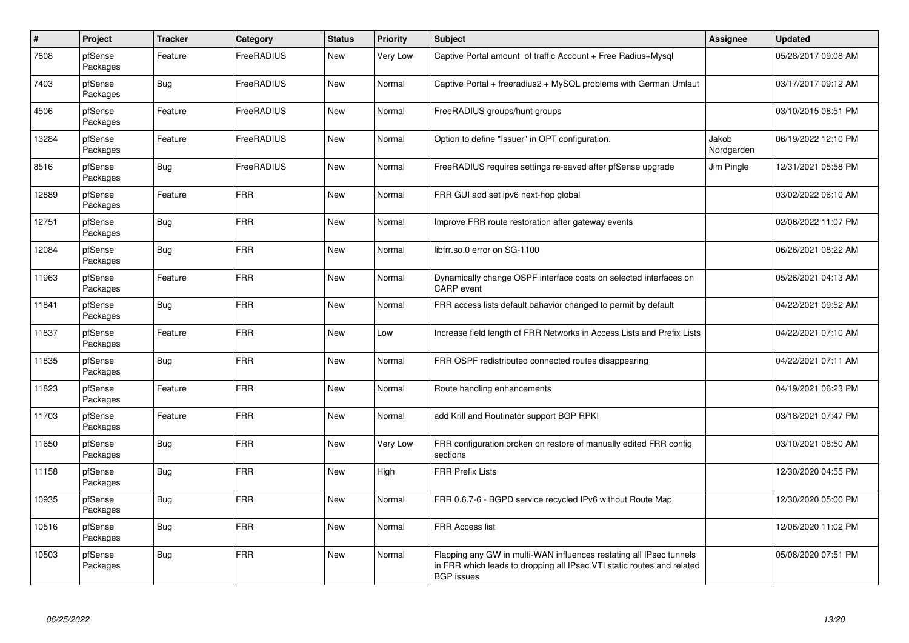| # | Project | Tracker | Category | Status | Priority | Subject | Assignee | Updated |
|---|---|---|---|---|---|---|---|---|
| 7608 | pfSense Packages | Feature | FreeRADIUS | New | Very Low | Captive Portal amount of traffic Account + Free Radius+Mysql | | 05/28/2017 09:08 AM |
| 7403 | pfSense Packages | Bug | FreeRADIUS | New | Normal | Captive Portal + freeradius2 + MySQL problems with German Umlaut | | 03/17/2017 09:12 AM |
| 4506 | pfSense Packages | Feature | FreeRADIUS | New | Normal | FreeRADIUS groups/hunt groups | | 03/10/2015 08:51 PM |
| 13284 | pfSense Packages | Feature | FreeRADIUS | New | Normal | Option to define "Issuer" in OPT configuration. | Jakob Nordgarden | 06/19/2022 12:10 PM |
| 8516 | pfSense Packages | Bug | FreeRADIUS | New | Normal | FreeRADIUS requires settings re-saved after pfSense upgrade | Jim Pingle | 12/31/2021 05:58 PM |
| 12889 | pfSense Packages | Feature | FRR | New | Normal | FRR GUI add set ipv6 next-hop global | | 03/02/2022 06:10 AM |
| 12751 | pfSense Packages | Bug | FRR | New | Normal | Improve FRR route restoration after gateway events | | 02/06/2022 11:07 PM |
| 12084 | pfSense Packages | Bug | FRR | New | Normal | libfrr.so.0 error on SG-1100 | | 06/26/2021 08:22 AM |
| 11963 | pfSense Packages | Feature | FRR | New | Normal | Dynamically change OSPF interface costs on selected interfaces on CARP event | | 05/26/2021 04:13 AM |
| 11841 | pfSense Packages | Bug | FRR | New | Normal | FRR access lists default bahavior changed to permit by default | | 04/22/2021 09:52 AM |
| 11837 | pfSense Packages | Feature | FRR | New | Low | Increase field length of FRR Networks in Access Lists and Prefix Lists | | 04/22/2021 07:10 AM |
| 11835 | pfSense Packages | Bug | FRR | New | Normal | FRR OSPF redistributed connected routes disappearing | | 04/22/2021 07:11 AM |
| 11823 | pfSense Packages | Feature | FRR | New | Normal | Route handling enhancements | | 04/19/2021 06:23 PM |
| 11703 | pfSense Packages | Feature | FRR | New | Normal | add Krill and Routinator support BGP RPKI | | 03/18/2021 07:47 PM |
| 11650 | pfSense Packages | Bug | FRR | New | Very Low | FRR configuration broken on restore of manually edited FRR config sections | | 03/10/2021 08:50 AM |
| 11158 | pfSense Packages | Bug | FRR | New | High | FRR Prefix Lists | | 12/30/2020 04:55 PM |
| 10935 | pfSense Packages | Bug | FRR | New | Normal | FRR 0.6.7-6 - BGPD service recycled IPv6 without Route Map | | 12/30/2020 05:00 PM |
| 10516 | pfSense Packages | Bug | FRR | New | Normal | FRR Access list | | 12/06/2020 11:02 PM |
| 10503 | pfSense Packages | Bug | FRR | New | Normal | Flapping any GW in multi-WAN influences restating all IPsec tunnels in FRR which leads to dropping all IPsec VTI static routes and related BGP issues | | 05/08/2020 07:51 PM |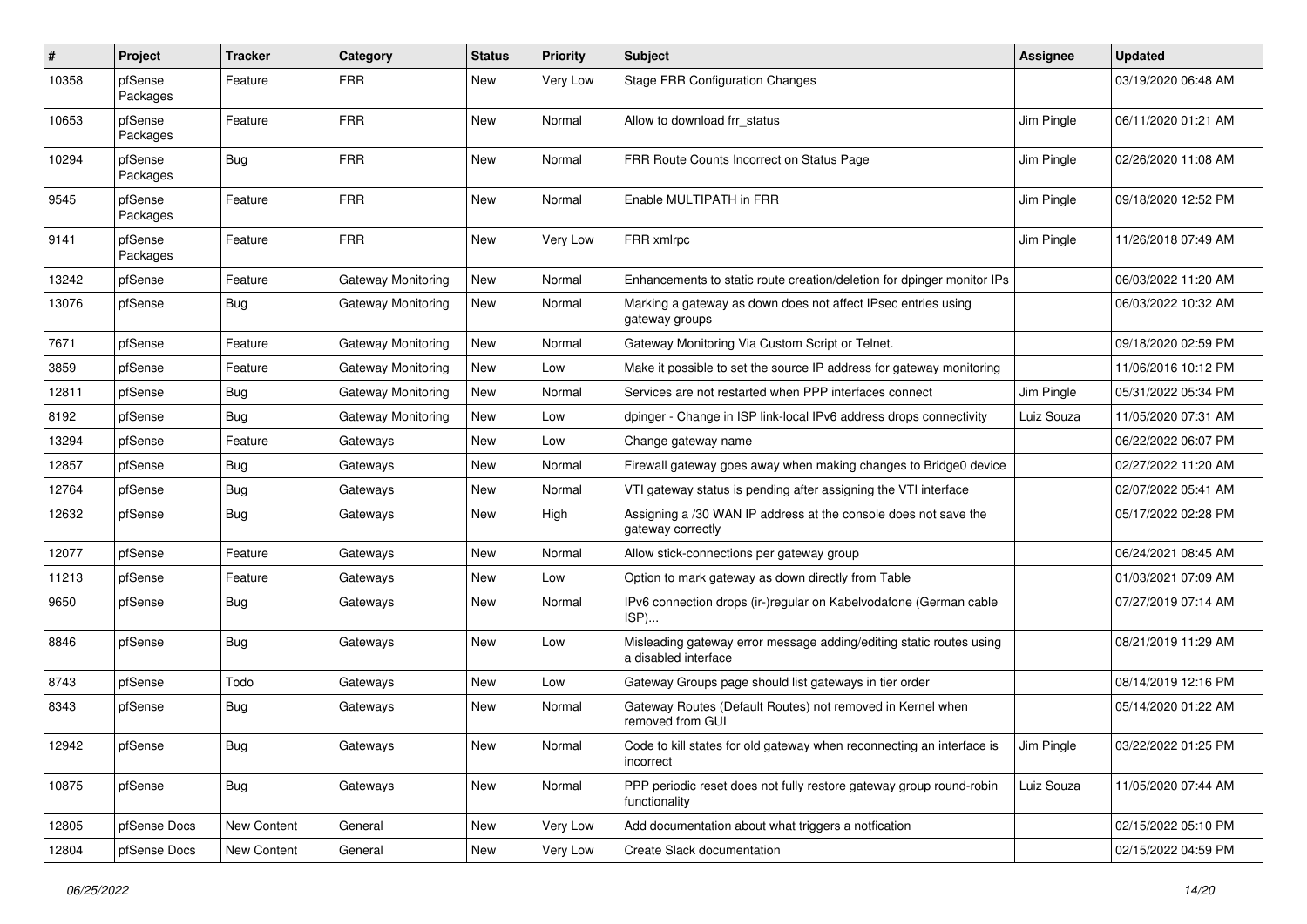| # | Project | Tracker | Category | Status | Priority | Subject | Assignee | Updated |
|---|---|---|---|---|---|---|---|---|
| 10358 | pfSense Packages | Feature | FRR | New | Very Low | Stage FRR Configuration Changes | | 03/19/2020 06:48 AM |
| 10653 | pfSense Packages | Feature | FRR | New | Normal | Allow to download frr_status | Jim Pingle | 06/11/2020 01:21 AM |
| 10294 | pfSense Packages | Bug | FRR | New | Normal | FRR Route Counts Incorrect on Status Page | Jim Pingle | 02/26/2020 11:08 AM |
| 9545 | pfSense Packages | Feature | FRR | New | Normal | Enable MULTIPATH in FRR | Jim Pingle | 09/18/2020 12:52 PM |
| 9141 | pfSense Packages | Feature | FRR | New | Very Low | FRR xmlrpc | Jim Pingle | 11/26/2018 07:49 AM |
| 13242 | pfSense | Feature | Gateway Monitoring | New | Normal | Enhancements to static route creation/deletion for dpinger monitor IPs | | 06/03/2022 11:20 AM |
| 13076 | pfSense | Bug | Gateway Monitoring | New | Normal | Marking a gateway as down does not affect IPsec entries using gateway groups | | 06/03/2022 10:32 AM |
| 7671 | pfSense | Feature | Gateway Monitoring | New | Normal | Gateway Monitoring Via Custom Script or Telnet. | | 09/18/2020 02:59 PM |
| 3859 | pfSense | Feature | Gateway Monitoring | New | Low | Make it possible to set the source IP address for gateway monitoring | | 11/06/2016 10:12 PM |
| 12811 | pfSense | Bug | Gateway Monitoring | New | Normal | Services are not restarted when PPP interfaces connect | Jim Pingle | 05/31/2022 05:34 PM |
| 8192 | pfSense | Bug | Gateway Monitoring | New | Low | dpinger - Change in ISP link-local IPv6 address drops connectivity | Luiz Souza | 11/05/2020 07:31 AM |
| 13294 | pfSense | Feature | Gateways | New | Low | Change gateway name | | 06/22/2022 06:07 PM |
| 12857 | pfSense | Bug | Gateways | New | Normal | Firewall gateway goes away when making changes to Bridge0 device | | 02/27/2022 11:20 AM |
| 12764 | pfSense | Bug | Gateways | New | Normal | VTI gateway status is pending after assigning the VTI interface | | 02/07/2022 05:41 AM |
| 12632 | pfSense | Bug | Gateways | New | High | Assigning a /30 WAN IP address at the console does not save the gateway correctly | | 05/17/2022 02:28 PM |
| 12077 | pfSense | Feature | Gateways | New | Normal | Allow stick-connections per gateway group | | 06/24/2021 08:45 AM |
| 11213 | pfSense | Feature | Gateways | New | Low | Option to mark gateway as down directly from Table | | 01/03/2021 07:09 AM |
| 9650 | pfSense | Bug | Gateways | New | Normal | IPv6 connection drops (ir-)regular on Kabelvodafone (German cable ISP)... | | 07/27/2019 07:14 AM |
| 8846 | pfSense | Bug | Gateways | New | Low | Misleading gateway error message adding/editing static routes using a disabled interface | | 08/21/2019 11:29 AM |
| 8743 | pfSense | Todo | Gateways | New | Low | Gateway Groups page should list gateways in tier order | | 08/14/2019 12:16 PM |
| 8343 | pfSense | Bug | Gateways | New | Normal | Gateway Routes (Default Routes) not removed in Kernel when removed from GUI | | 05/14/2020 01:22 AM |
| 12942 | pfSense | Bug | Gateways | New | Normal | Code to kill states for old gateway when reconnecting an interface is incorrect | Jim Pingle | 03/22/2022 01:25 PM |
| 10875 | pfSense | Bug | Gateways | New | Normal | PPP periodic reset does not fully restore gateway group round-robin functionality | Luiz Souza | 11/05/2020 07:44 AM |
| 12805 | pfSense Docs | New Content | General | New | Very Low | Add documentation about what triggers a notfication | | 02/15/2022 05:10 PM |
| 12804 | pfSense Docs | New Content | General | New | Very Low | Create Slack documentation | | 02/15/2022 04:59 PM |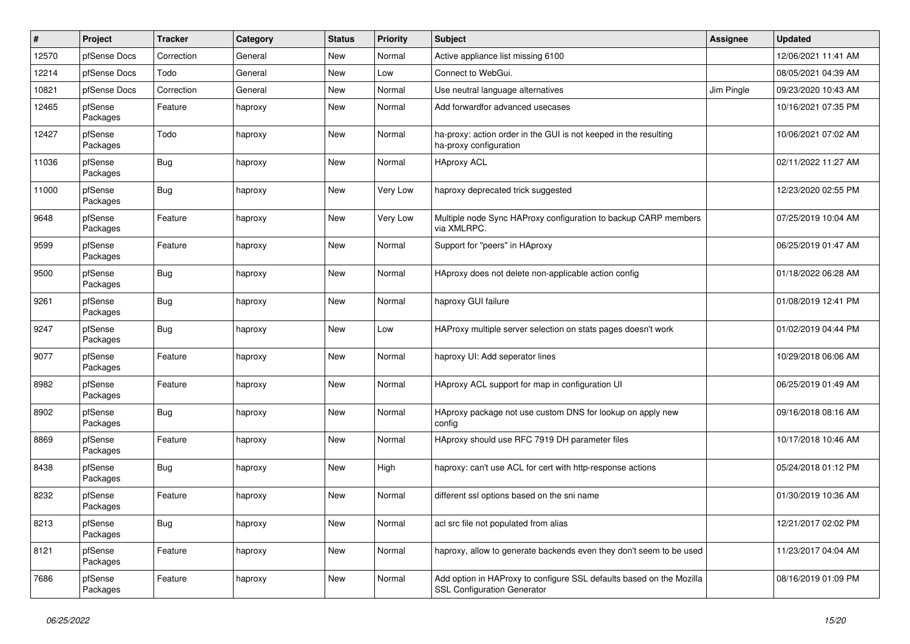| # | Project | Tracker | Category | Status | Priority | Subject | Assignee | Updated |
|---|---|---|---|---|---|---|---|---|
| 12570 | pfSense Docs | Correction | General | New | Normal | Active appliance list missing 6100 | | 12/06/2021 11:41 AM |
| 12214 | pfSense Docs | Todo | General | New | Low | Connect to WebGui. | | 08/05/2021 04:39 AM |
| 10821 | pfSense Docs | Correction | General | New | Normal | Use neutral language alternatives | Jim Pingle | 09/23/2020 10:43 AM |
| 12465 | pfSense Packages | Feature | haproxy | New | Normal | Add forwardfor advanced usecases | | 10/16/2021 07:35 PM |
| 12427 | pfSense Packages | Todo | haproxy | New | Normal | ha-proxy: action order in the GUI is not keeped in the resulting ha-proxy configuration | | 10/06/2021 07:02 AM |
| 11036 | pfSense Packages | Bug | haproxy | New | Normal | HAproxy ACL | | 02/11/2022 11:27 AM |
| 11000 | pfSense Packages | Bug | haproxy | New | Very Low | haproxy deprecated trick suggested | | 12/23/2020 02:55 PM |
| 9648 | pfSense Packages | Feature | haproxy | New | Very Low | Multiple node Sync HAProxy configuration to backup CARP members via XMLRPC. | | 07/25/2019 10:04 AM |
| 9599 | pfSense Packages | Feature | haproxy | New | Normal | Support for "peers" in HAproxy | | 06/25/2019 01:47 AM |
| 9500 | pfSense Packages | Bug | haproxy | New | Normal | HAproxy does not delete non-applicable action config | | 01/18/2022 06:28 AM |
| 9261 | pfSense Packages | Bug | haproxy | New | Normal | haproxy GUI failure | | 01/08/2019 12:41 PM |
| 9247 | pfSense Packages | Bug | haproxy | New | Low | HAProxy multiple server selection on stats pages doesn't work | | 01/02/2019 04:44 PM |
| 9077 | pfSense Packages | Feature | haproxy | New | Normal | haproxy UI: Add seperator lines | | 10/29/2018 06:06 AM |
| 8982 | pfSense Packages | Feature | haproxy | New | Normal | HAproxy ACL support for map in configuration UI | | 06/25/2019 01:49 AM |
| 8902 | pfSense Packages | Bug | haproxy | New | Normal | HAproxy package not use custom DNS for lookup on apply new config | | 09/16/2018 08:16 AM |
| 8869 | pfSense Packages | Feature | haproxy | New | Normal | HAproxy should use RFC 7919 DH parameter files | | 10/17/2018 10:46 AM |
| 8438 | pfSense Packages | Bug | haproxy | New | High | haproxy: can't use ACL for cert with http-response actions | | 05/24/2018 01:12 PM |
| 8232 | pfSense Packages | Feature | haproxy | New | Normal | different ssl options based on the sni name | | 01/30/2019 10:36 AM |
| 8213 | pfSense Packages | Bug | haproxy | New | Normal | acl src file not populated from alias | | 12/21/2017 02:02 PM |
| 8121 | pfSense Packages | Feature | haproxy | New | Normal | haproxy, allow to generate backends even they don't seem to be used | | 11/23/2017 04:04 AM |
| 7686 | pfSense Packages | Feature | haproxy | New | Normal | Add option in HAProxy to configure SSL defaults based on the Mozilla SSL Configuration Generator | | 08/16/2019 01:09 PM |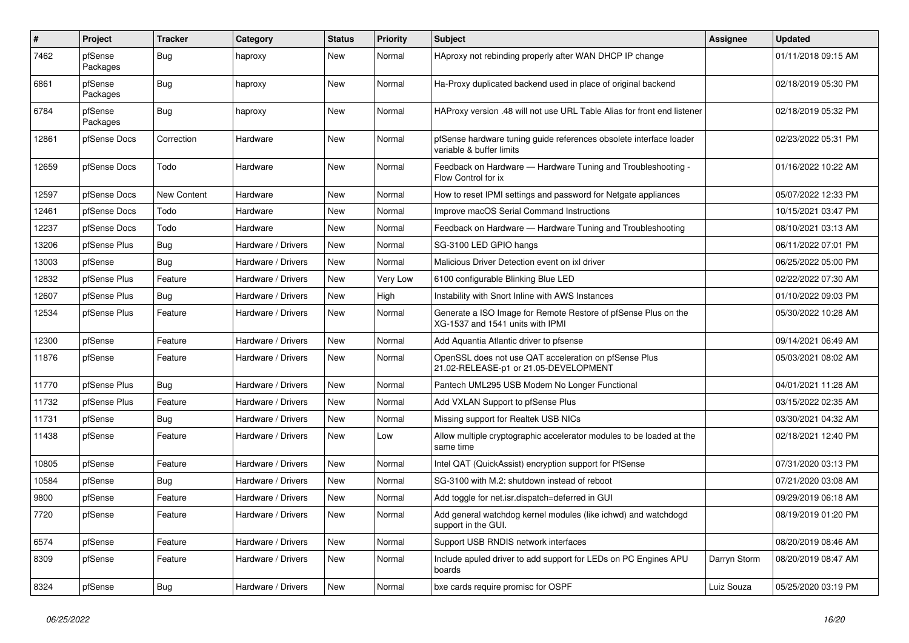| # | Project | Tracker | Category | Status | Priority | Subject | Assignee | Updated |
|---|---|---|---|---|---|---|---|---|
| 7462 | pfSense Packages | Bug | haproxy | New | Normal | HAproxy not rebinding properly after WAN DHCP IP change | | 01/11/2018 09:15 AM |
| 6861 | pfSense Packages | Bug | haproxy | New | Normal | Ha-Proxy duplicated backend used in place of original backend | | 02/18/2019 05:30 PM |
| 6784 | pfSense Packages | Bug | haproxy | New | Normal | HAProxy version .48 will not use URL Table Alias for front end listener | | 02/18/2019 05:32 PM |
| 12861 | pfSense Docs | Correction | Hardware | New | Normal | pfSense hardware tuning guide references obsolete interface loader variable & buffer limits | | 02/23/2022 05:31 PM |
| 12659 | pfSense Docs | Todo | Hardware | New | Normal | Feedback on Hardware — Hardware Tuning and Troubleshooting - Flow Control for ix | | 01/16/2022 10:22 AM |
| 12597 | pfSense Docs | New Content | Hardware | New | Normal | How to reset IPMI settings and password for Netgate appliances | | 05/07/2022 12:33 PM |
| 12461 | pfSense Docs | Todo | Hardware | New | Normal | Improve macOS Serial Command Instructions | | 10/15/2021 03:47 PM |
| 12237 | pfSense Docs | Todo | Hardware | New | Normal | Feedback on Hardware — Hardware Tuning and Troubleshooting | | 08/10/2021 03:13 AM |
| 13206 | pfSense Plus | Bug | Hardware / Drivers | New | Normal | SG-3100 LED GPIO hangs | | 06/11/2022 07:01 PM |
| 13003 | pfSense | Bug | Hardware / Drivers | New | Normal | Malicious Driver Detection event on ixl driver | | 06/25/2022 05:00 PM |
| 12832 | pfSense Plus | Feature | Hardware / Drivers | New | Very Low | 6100 configurable Blinking Blue LED | | 02/22/2022 07:30 AM |
| 12607 | pfSense Plus | Bug | Hardware / Drivers | New | High | Instability with Snort Inline with AWS Instances | | 01/10/2022 09:03 PM |
| 12534 | pfSense Plus | Feature | Hardware / Drivers | New | Normal | Generate a ISO Image for Remote Restore of pfSense Plus on the XG-1537 and 1541 units with IPMI | | 05/30/2022 10:28 AM |
| 12300 | pfSense | Feature | Hardware / Drivers | New | Normal | Add Aquantia Atlantic driver to pfsense | | 09/14/2021 06:49 AM |
| 11876 | pfSense | Feature | Hardware / Drivers | New | Normal | OpenSSL does not use QAT acceleration on pfSense Plus 21.02-RELEASE-p1 or 21.05-DEVELOPMENT | | 05/03/2021 08:02 AM |
| 11770 | pfSense Plus | Bug | Hardware / Drivers | New | Normal | Pantech UML295 USB Modem No Longer Functional | | 04/01/2021 11:28 AM |
| 11732 | pfSense Plus | Feature | Hardware / Drivers | New | Normal | Add VXLAN Support to pfSense Plus | | 03/15/2022 02:35 AM |
| 11731 | pfSense | Bug | Hardware / Drivers | New | Normal | Missing support for Realtek USB NICs | | 03/30/2021 04:32 AM |
| 11438 | pfSense | Feature | Hardware / Drivers | New | Low | Allow multiple cryptographic accelerator modules to be loaded at the same time | | 02/18/2021 12:40 PM |
| 10805 | pfSense | Feature | Hardware / Drivers | New | Normal | Intel QAT (QuickAssist) encryption support for PfSense | | 07/31/2020 03:13 PM |
| 10584 | pfSense | Bug | Hardware / Drivers | New | Normal | SG-3100 with M.2: shutdown instead of reboot | | 07/21/2020 03:08 AM |
| 9800 | pfSense | Feature | Hardware / Drivers | New | Normal | Add toggle for net.isr.dispatch=deferred in GUI | | 09/29/2019 06:18 AM |
| 7720 | pfSense | Feature | Hardware / Drivers | New | Normal | Add general watchdog kernel modules (like ichwd) and watchdogd support in the GUI. | | 08/19/2019 01:20 PM |
| 6574 | pfSense | Feature | Hardware / Drivers | New | Normal | Support USB RNDIS network interfaces | | 08/20/2019 08:46 AM |
| 8309 | pfSense | Feature | Hardware / Drivers | New | Normal | Include apuled driver to add support for LEDs on PC Engines APU boards | Darryn Storm | 08/20/2019 08:47 AM |
| 8324 | pfSense | Bug | Hardware / Drivers | New | Normal | bxe cards require promisc for OSPF | Luiz Souza | 05/25/2020 03:19 PM |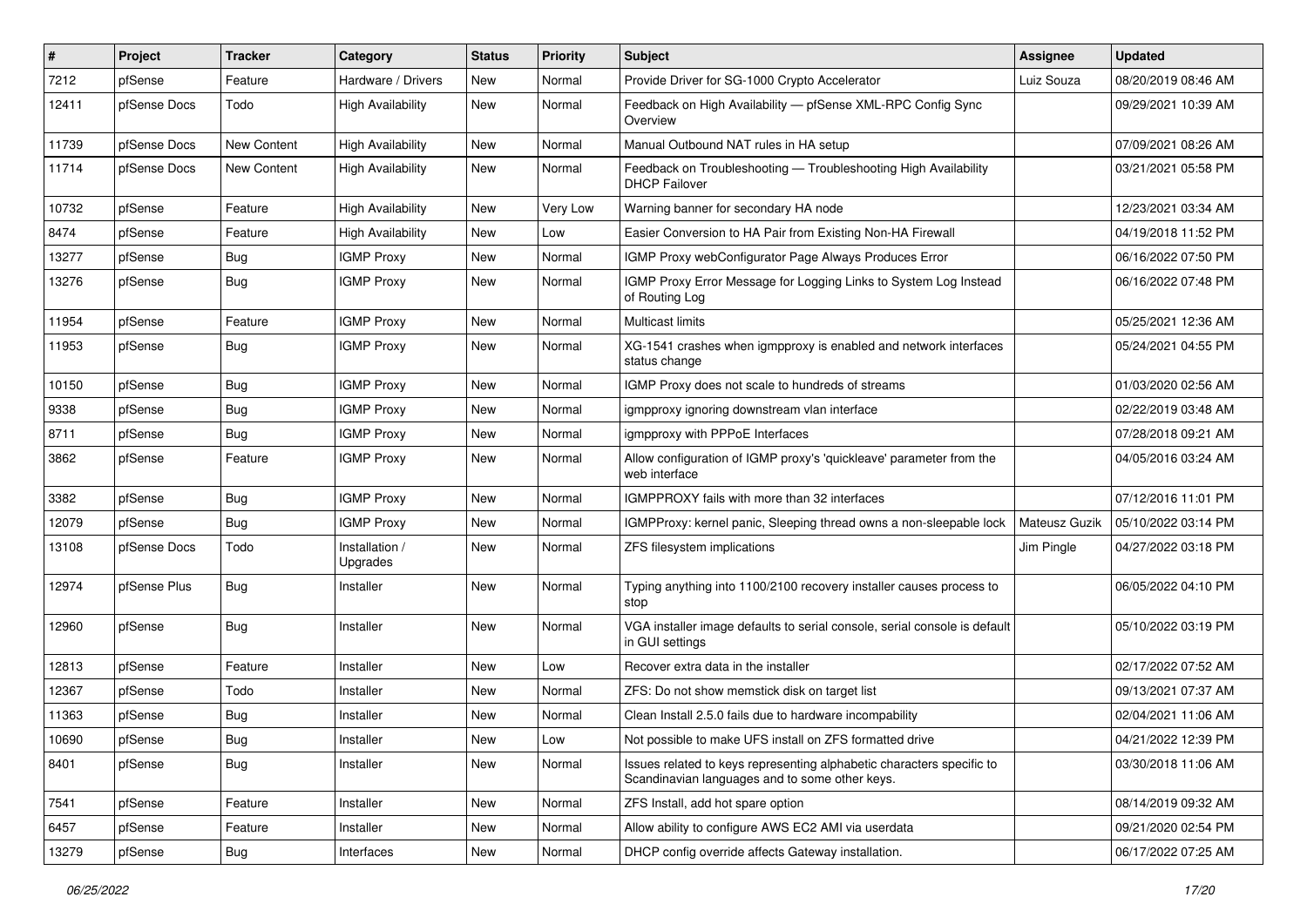| # | Project | Tracker | Category | Status | Priority | Subject | Assignee | Updated |
|---|---|---|---|---|---|---|---|---|
| 7212 | pfSense | Feature | Hardware / Drivers | New | Normal | Provide Driver for SG-1000 Crypto Accelerator | Luiz Souza | 08/20/2019 08:46 AM |
| 12411 | pfSense Docs | Todo | High Availability | New | Normal | Feedback on High Availability — pfSense XML-RPC Config Sync Overview | | 09/29/2021 10:39 AM |
| 11739 | pfSense Docs | New Content | High Availability | New | Normal | Manual Outbound NAT rules in HA setup | | 07/09/2021 08:26 AM |
| 11714 | pfSense Docs | New Content | High Availability | New | Normal | Feedback on Troubleshooting — Troubleshooting High Availability DHCP Failover | | 03/21/2021 05:58 PM |
| 10732 | pfSense | Feature | High Availability | New | Very Low | Warning banner for secondary HA node | | 12/23/2021 03:34 AM |
| 8474 | pfSense | Feature | High Availability | New | Low | Easier Conversion to HA Pair from Existing Non-HA Firewall | | 04/19/2018 11:52 PM |
| 13277 | pfSense | Bug | IGMP Proxy | New | Normal | IGMP Proxy webConfigurator Page Always Produces Error | | 06/16/2022 07:50 PM |
| 13276 | pfSense | Bug | IGMP Proxy | New | Normal | IGMP Proxy Error Message for Logging Links to System Log Instead of Routing Log | | 06/16/2022 07:48 PM |
| 11954 | pfSense | Feature | IGMP Proxy | New | Normal | Multicast limits | | 05/25/2021 12:36 AM |
| 11953 | pfSense | Bug | IGMP Proxy | New | Normal | XG-1541 crashes when igmpproxy is enabled and network interfaces status change | | 05/24/2021 04:55 PM |
| 10150 | pfSense | Bug | IGMP Proxy | New | Normal | IGMP Proxy does not scale to hundreds of streams | | 01/03/2020 02:56 AM |
| 9338 | pfSense | Bug | IGMP Proxy | New | Normal | igmpproxy ignoring downstream vlan interface | | 02/22/2019 03:48 AM |
| 8711 | pfSense | Bug | IGMP Proxy | New | Normal | igmpproxy with PPPoE Interfaces | | 07/28/2018 09:21 AM |
| 3862 | pfSense | Feature | IGMP Proxy | New | Normal | Allow configuration of IGMP proxy's 'quickleave' parameter from the web interface | | 04/05/2016 03:24 AM |
| 3382 | pfSense | Bug | IGMP Proxy | New | Normal | IGMPPROXY fails with more than 32 interfaces | | 07/12/2016 11:01 PM |
| 12079 | pfSense | Bug | IGMP Proxy | New | Normal | IGMPProxy: kernel panic, Sleeping thread owns a non-sleepable lock | Mateusz Guzik | 05/10/2022 03:14 PM |
| 13108 | pfSense Docs | Todo | Installation / Upgrades | New | Normal | ZFS filesystem implications | Jim Pingle | 04/27/2022 03:18 PM |
| 12974 | pfSense Plus | Bug | Installer | New | Normal | Typing anything into 1100/2100 recovery installer causes process to stop | | 06/05/2022 04:10 PM |
| 12960 | pfSense | Bug | Installer | New | Normal | VGA installer image defaults to serial console, serial console is default in GUI settings | | 05/10/2022 03:19 PM |
| 12813 | pfSense | Feature | Installer | New | Low | Recover extra data in the installer | | 02/17/2022 07:52 AM |
| 12367 | pfSense | Todo | Installer | New | Normal | ZFS: Do not show memstick disk on target list | | 09/13/2021 07:37 AM |
| 11363 | pfSense | Bug | Installer | New | Normal | Clean Install 2.5.0 fails due to hardware incompability | | 02/04/2021 11:06 AM |
| 10690 | pfSense | Bug | Installer | New | Low | Not possible to make UFS install on ZFS formatted drive | | 04/21/2022 12:39 PM |
| 8401 | pfSense | Bug | Installer | New | Normal | Issues related to keys representing alphabetic characters specific to Scandinavian languages and to some other keys. | | 03/30/2018 11:06 AM |
| 7541 | pfSense | Feature | Installer | New | Normal | ZFS Install, add hot spare option | | 08/14/2019 09:32 AM |
| 6457 | pfSense | Feature | Installer | New | Normal | Allow ability to configure AWS EC2 AMI via userdata | | 09/21/2020 02:54 PM |
| 13279 | pfSense | Bug | Interfaces | New | Normal | DHCP config override affects Gateway installation. | | 06/17/2022 07:25 AM |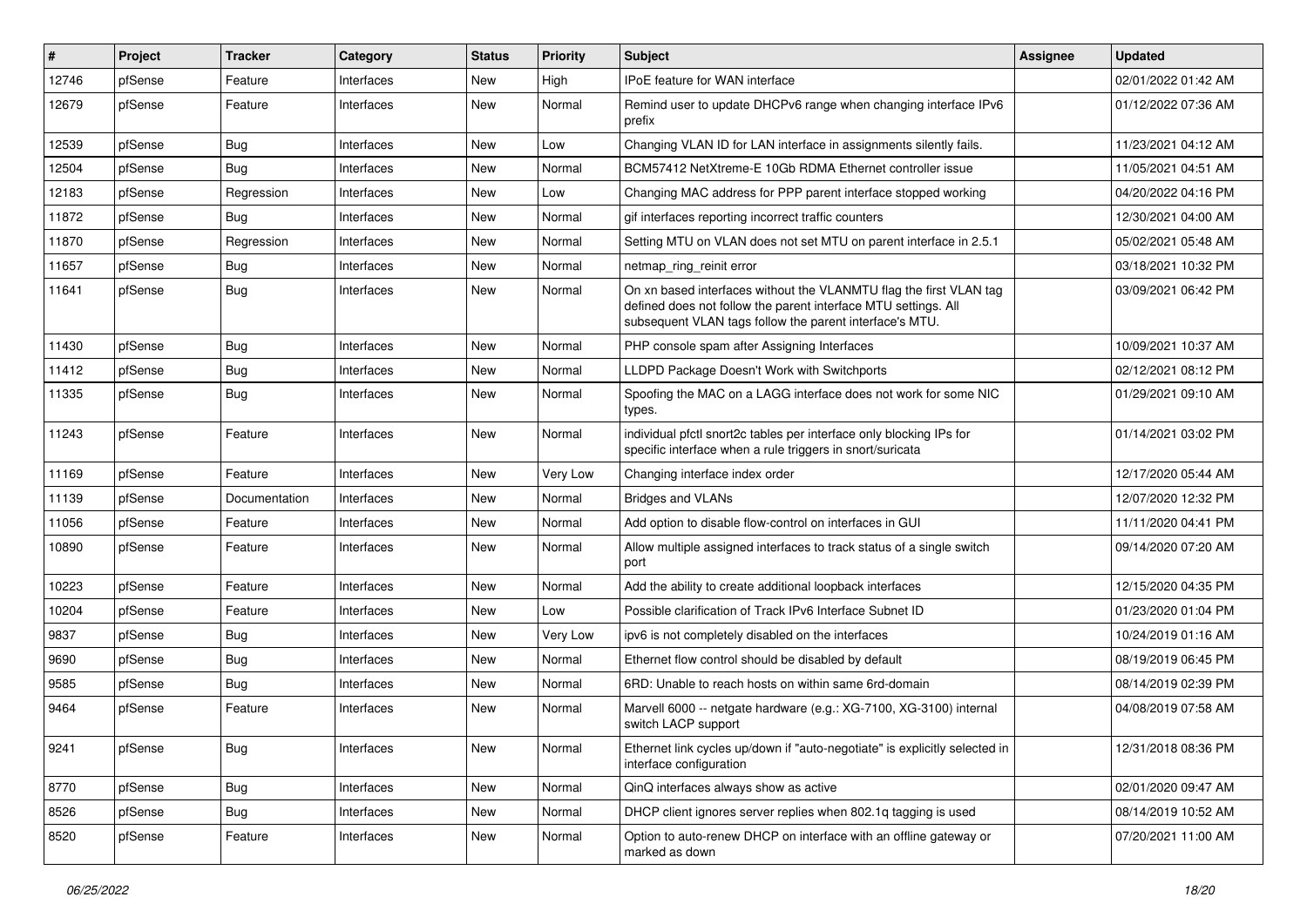| # | Project | Tracker | Category | Status | Priority | Subject | Assignee | Updated |
|---|---|---|---|---|---|---|---|---|
| 12746 | pfSense | Feature | Interfaces | New | High | IPoE feature for WAN interface | | 02/01/2022 01:42 AM |
| 12679 | pfSense | Feature | Interfaces | New | Normal | Remind user to update DHCPv6 range when changing interface IPv6 prefix | | 01/12/2022 07:36 AM |
| 12539 | pfSense | Bug | Interfaces | New | Low | Changing VLAN ID for LAN interface in assignments silently fails. | | 11/23/2021 04:12 AM |
| 12504 | pfSense | Bug | Interfaces | New | Normal | BCM57412 NetXtreme-E 10Gb RDMA Ethernet controller issue | | 11/05/2021 04:51 AM |
| 12183 | pfSense | Regression | Interfaces | New | Low | Changing MAC address for PPP parent interface stopped working | | 04/20/2022 04:16 PM |
| 11872 | pfSense | Bug | Interfaces | New | Normal | gif interfaces reporting incorrect traffic counters | | 12/30/2021 04:00 AM |
| 11870 | pfSense | Regression | Interfaces | New | Normal | Setting MTU on VLAN does not set MTU on parent interface in 2.5.1 | | 05/02/2021 05:48 AM |
| 11657 | pfSense | Bug | Interfaces | New | Normal | netmap_ring_reinit error | | 03/18/2021 10:32 PM |
| 11641 | pfSense | Bug | Interfaces | New | Normal | On xn based interfaces without the VLANMTU flag the first VLAN tag defined does not follow the parent interface MTU settings. All subsequent VLAN tags follow the parent interface's MTU. | | 03/09/2021 06:42 PM |
| 11430 | pfSense | Bug | Interfaces | New | Normal | PHP console spam after Assigning Interfaces | | 10/09/2021 10:37 AM |
| 11412 | pfSense | Bug | Interfaces | New | Normal | LLDPD Package Doesn't Work with Switchports | | 02/12/2021 08:12 PM |
| 11335 | pfSense | Bug | Interfaces | New | Normal | Spoofing the MAC on a LAGG interface does not work for some NIC types. | | 01/29/2021 09:10 AM |
| 11243 | pfSense | Feature | Interfaces | New | Normal | individual pfctl snort2c tables per interface only blocking IPs for specific interface when a rule triggers in snort/suricata | | 01/14/2021 03:02 PM |
| 11169 | pfSense | Feature | Interfaces | New | Very Low | Changing interface index order | | 12/17/2020 05:44 AM |
| 11139 | pfSense | Documentation | Interfaces | New | Normal | Bridges and VLANs | | 12/07/2020 12:32 PM |
| 11056 | pfSense | Feature | Interfaces | New | Normal | Add option to disable flow-control on interfaces in GUI | | 11/11/2020 04:41 PM |
| 10890 | pfSense | Feature | Interfaces | New | Normal | Allow multiple assigned interfaces to track status of a single switch port | | 09/14/2020 07:20 AM |
| 10223 | pfSense | Feature | Interfaces | New | Normal | Add the ability to create additional loopback interfaces | | 12/15/2020 04:35 PM |
| 10204 | pfSense | Feature | Interfaces | New | Low | Possible clarification of Track IPv6 Interface Subnet ID | | 01/23/2020 01:04 PM |
| 9837 | pfSense | Bug | Interfaces | New | Very Low | ipv6 is not completely disabled on the interfaces | | 10/24/2019 01:16 AM |
| 9690 | pfSense | Bug | Interfaces | New | Normal | Ethernet flow control should be disabled by default | | 08/19/2019 06:45 PM |
| 9585 | pfSense | Bug | Interfaces | New | Normal | 6RD: Unable to reach hosts on within same 6rd-domain | | 08/14/2019 02:39 PM |
| 9464 | pfSense | Feature | Interfaces | New | Normal | Marvell 6000 -- netgate hardware (e.g.: XG-7100, XG-3100) internal switch LACP support | | 04/08/2019 07:58 AM |
| 9241 | pfSense | Bug | Interfaces | New | Normal | Ethernet link cycles up/down if "auto-negotiate" is explicitly selected in interface configuration | | 12/31/2018 08:36 PM |
| 8770 | pfSense | Bug | Interfaces | New | Normal | QinQ interfaces always show as active | | 02/01/2020 09:47 AM |
| 8526 | pfSense | Bug | Interfaces | New | Normal | DHCP client ignores server replies when 802.1q tagging is used | | 08/14/2019 10:52 AM |
| 8520 | pfSense | Feature | Interfaces | New | Normal | Option to auto-renew DHCP on interface with an offline gateway or marked as down | | 07/20/2021 11:00 AM |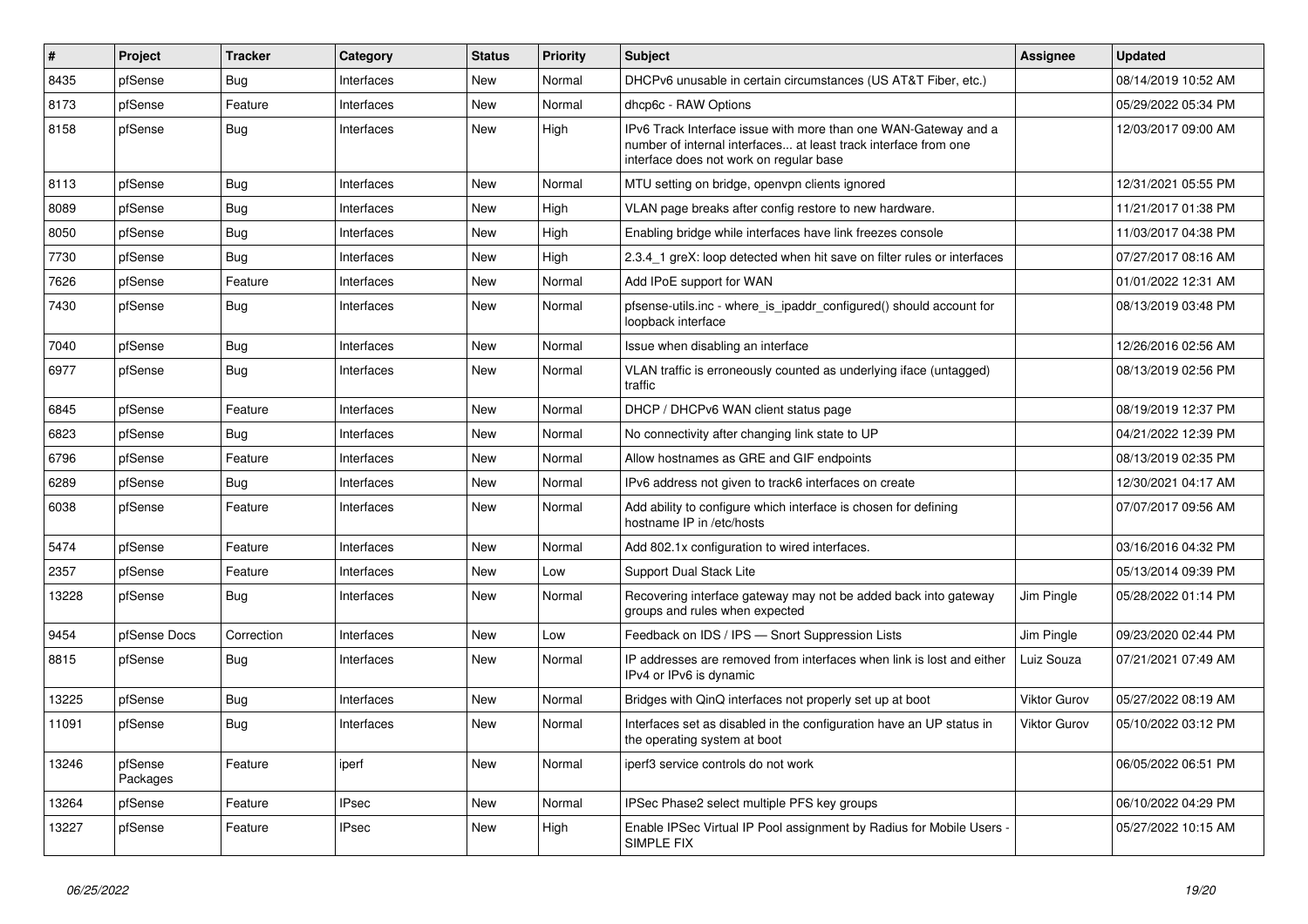| # | Project | Tracker | Category | Status | Priority | Subject | Assignee | Updated |
|---|---|---|---|---|---|---|---|---|
| 8435 | pfSense | Bug | Interfaces | New | Normal | DHCPv6 unusable in certain circumstances (US AT&T Fiber, etc.) | | 08/14/2019 10:52 AM |
| 8173 | pfSense | Feature | Interfaces | New | Normal | dhcp6c - RAW Options | | 05/29/2022 05:34 PM |
| 8158 | pfSense | Bug | Interfaces | New | High | IPv6 Track Interface issue with more than one WAN-Gateway and a number of internal interfaces... at least track interface from one interface does not work on regular base | | 12/03/2017 09:00 AM |
| 8113 | pfSense | Bug | Interfaces | New | Normal | MTU setting on bridge, openvpn clients ignored | | 12/31/2021 05:55 PM |
| 8089 | pfSense | Bug | Interfaces | New | High | VLAN page breaks after config restore to new hardware. | | 11/21/2017 01:38 PM |
| 8050 | pfSense | Bug | Interfaces | New | High | Enabling bridge while interfaces have link freezes console | | 11/03/2017 04:38 PM |
| 7730 | pfSense | Bug | Interfaces | New | High | 2.3.4_1 greX: loop detected when hit save on filter rules or interfaces | | 07/27/2017 08:16 AM |
| 7626 | pfSense | Feature | Interfaces | New | Normal | Add IPoE support for WAN | | 01/01/2022 12:31 AM |
| 7430 | pfSense | Bug | Interfaces | New | Normal | pfsense-utils.inc - where_is_ipaddr_configured() should account for loopback interface | | 08/13/2019 03:48 PM |
| 7040 | pfSense | Bug | Interfaces | New | Normal | Issue when disabling an interface | | 12/26/2016 02:56 AM |
| 6977 | pfSense | Bug | Interfaces | New | Normal | VLAN traffic is erroneously counted as underlying iface (untagged) traffic | | 08/13/2019 02:56 PM |
| 6845 | pfSense | Feature | Interfaces | New | Normal | DHCP / DHCPv6 WAN client status page | | 08/19/2019 12:37 PM |
| 6823 | pfSense | Bug | Interfaces | New | Normal | No connectivity after changing link state to UP | | 04/21/2022 12:39 PM |
| 6796 | pfSense | Feature | Interfaces | New | Normal | Allow hostnames as GRE and GIF endpoints | | 08/13/2019 02:35 PM |
| 6289 | pfSense | Bug | Interfaces | New | Normal | IPv6 address not given to track6 interfaces on create | | 12/30/2021 04:17 AM |
| 6038 | pfSense | Feature | Interfaces | New | Normal | Add ability to configure which interface is chosen for defining hostname IP in /etc/hosts | | 07/07/2017 09:56 AM |
| 5474 | pfSense | Feature | Interfaces | New | Normal | Add 802.1x configuration to wired interfaces. | | 03/16/2016 04:32 PM |
| 2357 | pfSense | Feature | Interfaces | New | Low | Support Dual Stack Lite | | 05/13/2014 09:39 PM |
| 13228 | pfSense | Bug | Interfaces | New | Normal | Recovering interface gateway may not be added back into gateway groups and rules when expected | Jim Pingle | 05/28/2022 01:14 PM |
| 9454 | pfSense Docs | Correction | Interfaces | New | Low | Feedback on IDS / IPS — Snort Suppression Lists | Jim Pingle | 09/23/2020 02:44 PM |
| 8815 | pfSense | Bug | Interfaces | New | Normal | IP addresses are removed from interfaces when link is lost and either IPv4 or IPv6 is dynamic | Luiz Souza | 07/21/2021 07:49 AM |
| 13225 | pfSense | Bug | Interfaces | New | Normal | Bridges with QinQ interfaces not properly set up at boot | Viktor Gurov | 05/27/2022 08:19 AM |
| 11091 | pfSense | Bug | Interfaces | New | Normal | Interfaces set as disabled in the configuration have an UP status in the operating system at boot | Viktor Gurov | 05/10/2022 03:12 PM |
| 13246 | pfSense Packages | Feature | iperf | New | Normal | iperf3 service controls do not work | | 06/05/2022 06:51 PM |
| 13264 | pfSense | Feature | IPsec | New | Normal | IPSec Phase2 select multiple PFS key groups | | 06/10/2022 04:29 PM |
| 13227 | pfSense | Feature | IPsec | New | High | Enable IPSec Virtual IP Pool assignment by Radius for Mobile Users - SIMPLE FIX | | 05/27/2022 10:15 AM |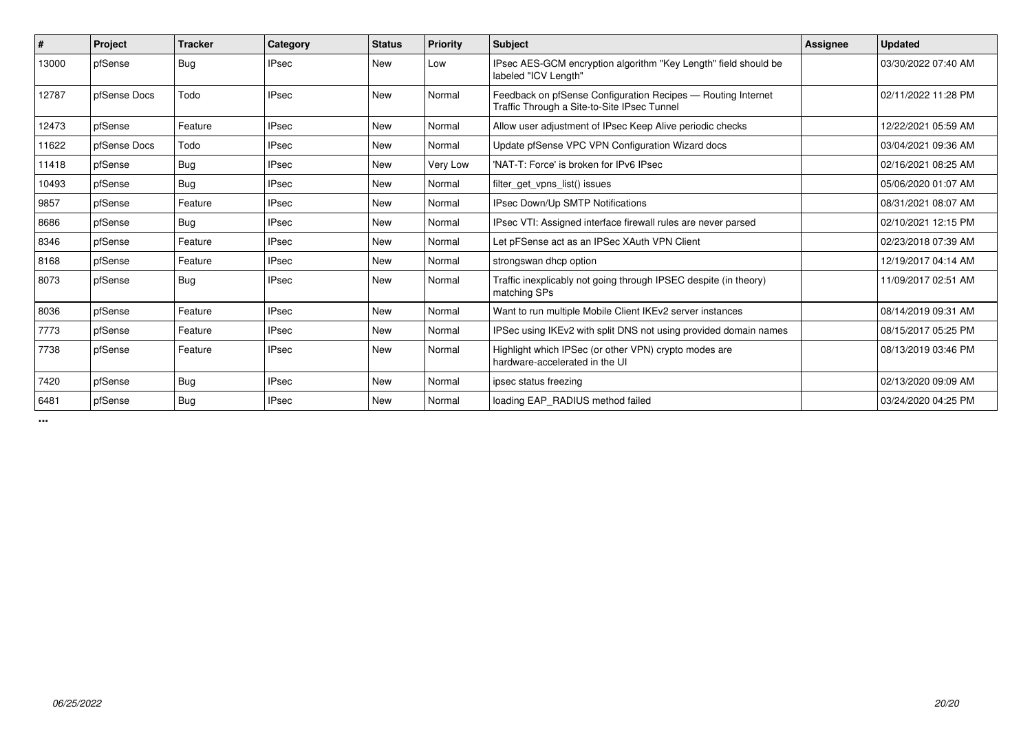| # | Project | Tracker | Category | Status | Priority | Subject | Assignee | Updated |
|---|---|---|---|---|---|---|---|---|
| 13000 | pfSense | Bug | IPsec | New | Low | IPsec AES-GCM encryption algorithm "Key Length" field should be labeled "ICV Length" | | 03/30/2022 07:40 AM |
| 12787 | pfSense Docs | Todo | IPsec | New | Normal | Feedback on pfSense Configuration Recipes — Routing Internet Traffic Through a Site-to-Site IPsec Tunnel | | 02/11/2022 11:28 PM |
| 12473 | pfSense | Feature | IPsec | New | Normal | Allow user adjustment of IPsec Keep Alive periodic checks | | 12/22/2021 05:59 AM |
| 11622 | pfSense Docs | Todo | IPsec | New | Normal | Update pfSense VPC VPN Configuration Wizard docs | | 03/04/2021 09:36 AM |
| 11418 | pfSense | Bug | IPsec | New | Very Low | 'NAT-T: Force' is broken for IPv6 IPsec | | 02/16/2021 08:25 AM |
| 10493 | pfSense | Bug | IPsec | New | Normal | filter_get_vpns_list() issues | | 05/06/2020 01:07 AM |
| 9857 | pfSense | Feature | IPsec | New | Normal | IPsec Down/Up SMTP Notifications | | 08/31/2021 08:07 AM |
| 8686 | pfSense | Bug | IPsec | New | Normal | IPsec VTI: Assigned interface firewall rules are never parsed | | 02/10/2021 12:15 PM |
| 8346 | pfSense | Feature | IPsec | New | Normal | Let pFSense act as an IPSec XAuth VPN Client | | 02/23/2018 07:39 AM |
| 8168 | pfSense | Feature | IPsec | New | Normal | strongswan dhcp option | | 12/19/2017 04:14 AM |
| 8073 | pfSense | Bug | IPsec | New | Normal | Traffic inexplicably not going through IPSEC despite (in theory) matching SPs | | 11/09/2017 02:51 AM |
| 8036 | pfSense | Feature | IPsec | New | Normal | Want to run multiple Mobile Client IKEv2 server instances | | 08/14/2019 09:31 AM |
| 7773 | pfSense | Feature | IPsec | New | Normal | IPSec using IKEv2 with split DNS not using provided domain names | | 08/15/2017 05:25 PM |
| 7738 | pfSense | Feature | IPsec | New | Normal | Highlight which IPSec (or other VPN) crypto modes are hardware-accelerated in the UI | | 08/13/2019 03:46 PM |
| 7420 | pfSense | Bug | IPsec | New | Normal | ipsec status freezing | | 02/13/2020 09:09 AM |
| 6481 | pfSense | Bug | IPsec | New | Normal | loading EAP_RADIUS method failed | | 03/24/2020 04:25 PM |

...